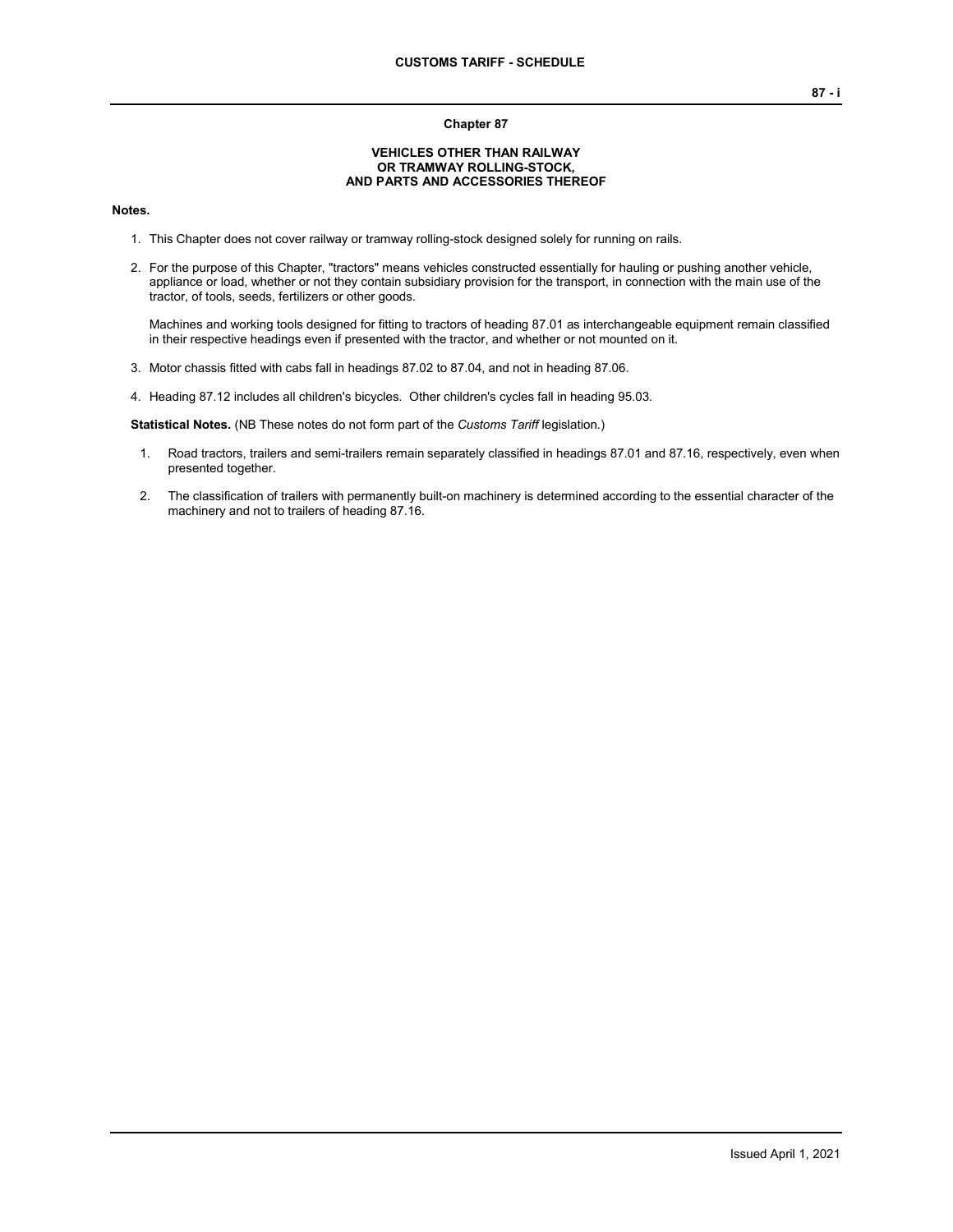## Chapter 87

### VEHICLES OTHER THAN RAILWAY OR TRAMWAY ROLLING-STOCK, AND PARTS AND ACCESSORIES THEREOF

**Notes.**

1. This Chapter does not cover railway or tramway rolling-stock designed solely for running on rails.

2. For the purpose of this Chapter, "tractors" means vehicles constructed essentially for hauling or pushing another vehicle, appliance or load, whether or not they contain subsidiary provision for the transport, in connection with the main use of the tractor, of tools, seeds, fertilizers or other goods.

   Machines and working tools designed for fitting to tractors of heading 87.01 as interchangeable equipment remain classified in their respective headings even if presented with the tractor, and whether or not mounted on it.

3. Motor chassis fitted with cabs fall in headings 87.02 to 87.04, and not in heading 87.06.

4. Heading 87.12 includes all children's bicycles. Other children's cycles fall in heading 95.03.

**Statistical Notes.** (NB These notes do not form part of the *Customs Tariff* legislation.)

1. Road tractors, trailers and semi-trailers remain separately classified in headings 87.01 and 87.16, respectively, even when presented together.

2. The classification of trailers with permanently built-on machinery is determined according to the essential character of the machinery and not to trailers of heading 87.16.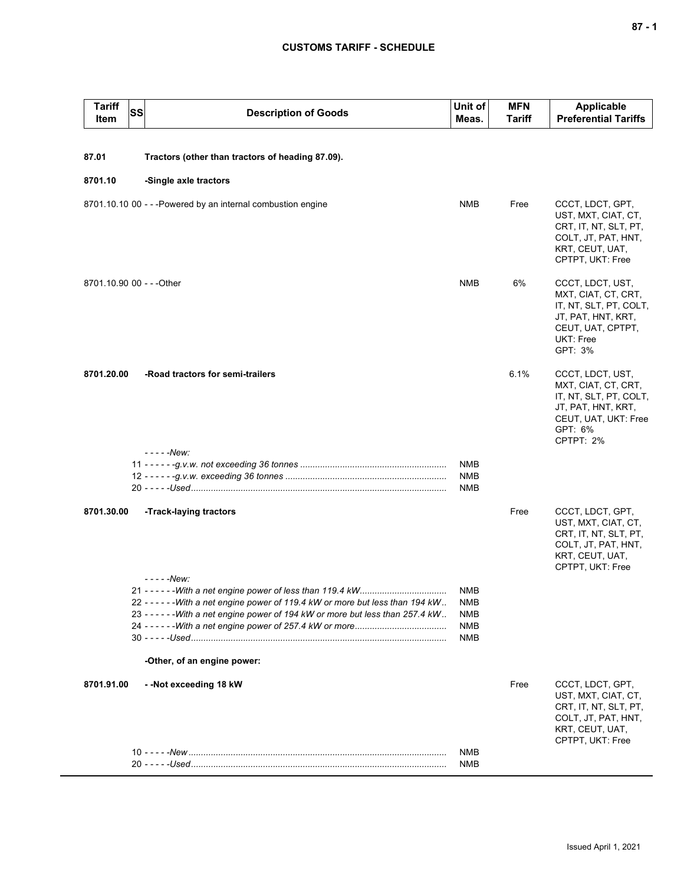| Tariff Item | SS | Description of Goods | Unit of Meas. | MFN Tariff | Applicable Preferential Tariffs |
|---|---|---|---|---|---|
| **87.01** | | **Tractors (other than tractors of heading 87.09).** | | | |
| **8701.10** | | **-Single axle tractors** | | | |
| 8701.10.10 | 00 | - - -Powered by an internal combustion engine | NMB | Free | CCCT, LDCT, GPT, UST, MXT, CIAT, CT, CRT, IT, NT, SLT, PT, COLT, JT, PAT, HNT, KRT, CEUT, UAT, CPTPT, UKT: Free |
| 8701.10.90 | 00 | - - -Other | NMB | 6% | CCCT, LDCT, UST, MXT, CIAT, CT, CRT, IT, NT, SLT, PT, COLT, JT, PAT, HNT, KRT, CEUT, UAT, CPTPT, UKT: Free<br>GPT: 3% |
| **8701.20.00** | | **-Road tractors for semi-trailers** | | 6.1% | CCCT, LDCT, UST, MXT, CIAT, CT, CRT, IT, NT, SLT, PT, COLT, JT, PAT, HNT, KRT, CEUT, UAT, UKT: Free<br>GPT: 6%<br>CPTPT: 2% |
| | | - - - - -*New:* | | | |
| | | 11 - - - - - -*g.v.w. not exceeding 36 tonnes* | NMB | | |
| | | 12 - - - - - -*g.v.w. exceeding 36 tonnes* | NMB | | |
| | | 20 - - - - -*Used* | NMB | | |
| **8701.30.00** | | **-Track-laying tractors** | | Free | CCCT, LDCT, GPT, UST, MXT, CIAT, CT, CRT, IT, NT, SLT, PT, COLT, JT, PAT, HNT, KRT, CEUT, UAT, CPTPT, UKT: Free |
| | | - - - - -*New:* | | | |
| | | 21 - - - - - -*With a net engine power of less than 119.4 kW* | NMB | | |
| | | 22 - - - - - -*With a net engine power of 119.4 kW or more but less than 194 kW* | NMB | | |
| | | 23 - - - - - -*With a net engine power of 194 kW or more but less than 257.4 kW* | NMB | | |
| | | 24 - - - - - -*With a net engine power of 257.4 kW or more* | NMB | | |
| | | 30 - - - - -*Used* | NMB | | |
| | | **-Other, of an engine power:** | | | |
| **8701.91.00** | | **- -Not exceeding 18 kW** | | Free | CCCT, LDCT, GPT, UST, MXT, CIAT, CT, CRT, IT, NT, SLT, PT, COLT, JT, PAT, HNT, KRT, CEUT, UAT, CPTPT, UKT: Free |
| | | 10 - - - - -*New* | NMB | | |
| | | 20 - - - - -*Used* | NMB | | |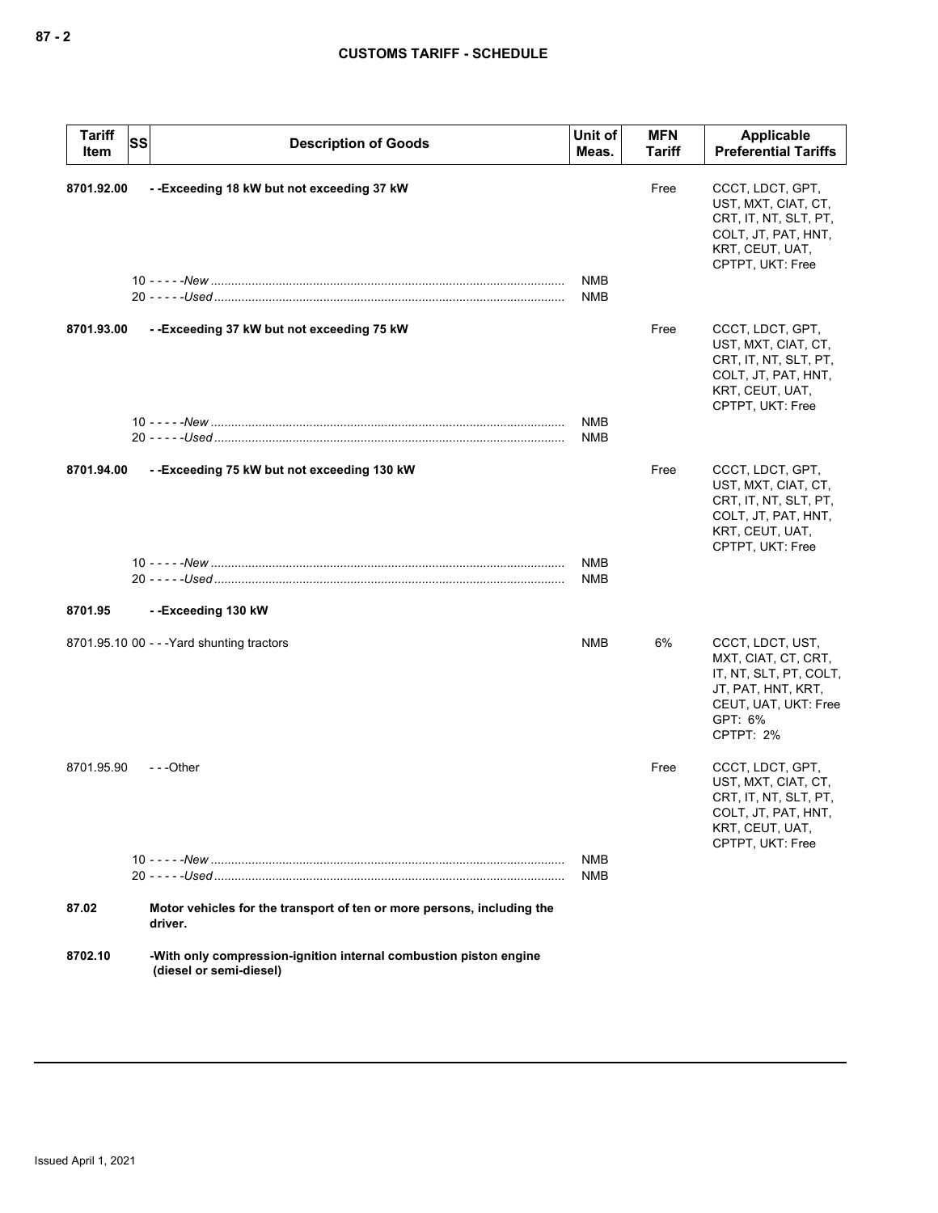| Tariff Item | SS | Description of Goods | Unit of Meas. | MFN Tariff | Applicable Preferential Tariffs |
|---|---|---|---|---|---|
| **8701.92.00** | | **- -Exceeding 18 kW but not exceeding 37 kW** | | Free | CCCT, LDCT, GPT, UST, MXT, CIAT, CT, CRT, IT, NT, SLT, PT, COLT, JT, PAT, HNT, KRT, CEUT, UAT, CPTPT, UKT: Free |
| | 10 | - - - - -*New* | NMB | | |
| | 20 | - - - - -*Used* | NMB | | |
| **8701.93.00** | | **- -Exceeding 37 kW but not exceeding 75 kW** | | Free | CCCT, LDCT, GPT, UST, MXT, CIAT, CT, CRT, IT, NT, SLT, PT, COLT, JT, PAT, HNT, KRT, CEUT, UAT, CPTPT, UKT: Free |
| | 10 | - - - - -*New* | NMB | | |
| | 20 | - - - - -*Used* | NMB | | |
| **8701.94.00** | | **- -Exceeding 75 kW but not exceeding 130 kW** | | Free | CCCT, LDCT, GPT, UST, MXT, CIAT, CT, CRT, IT, NT, SLT, PT, COLT, JT, PAT, HNT, KRT, CEUT, UAT, CPTPT, UKT: Free |
| | 10 | - - - - -*New* | NMB | | |
| | 20 | - - - - -*Used* | NMB | | |
| **8701.95** | | **- -Exceeding 130 kW** | | | |
| 8701.95.10 | 00 | - - -Yard shunting tractors | NMB | 6% | CCCT, LDCT, UST, MXT, CIAT, CT, CRT, IT, NT, SLT, PT, COLT, JT, PAT, HNT, KRT, CEUT, UAT, UKT: Free<br>GPT: 6%<br>CPTPT: 2% |
| 8701.95.90 | | - - -Other | | Free | CCCT, LDCT, GPT, UST, MXT, CIAT, CT, CRT, IT, NT, SLT, PT, COLT, JT, PAT, HNT, KRT, CEUT, UAT, CPTPT, UKT: Free |
| | 10 | - - - - -*New* | NMB | | |
| | 20 | - - - - -*Used* | NMB | | |
| **87.02** | | **Motor vehicles for the transport of ten or more persons, including the driver.** | | | |
| **8702.10** | | **-With only compression-ignition internal combustion piston engine (diesel or semi-diesel)** | | | |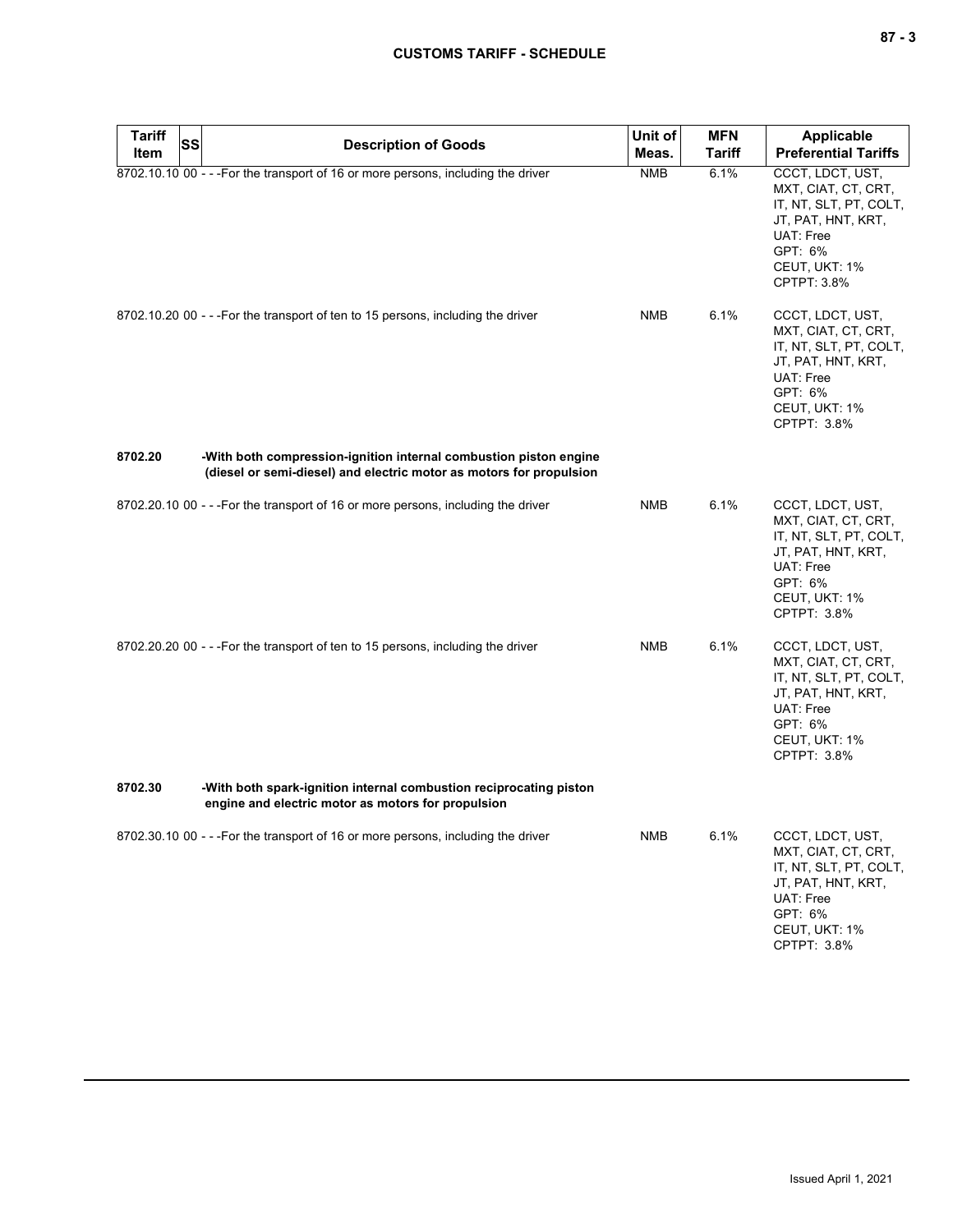| Tariff Item | SS | Description of Goods | Unit of Meas. | MFN Tariff | Applicable Preferential Tariffs |
|---|---|---|---|---|---|
| 8702.10.10 | 00 | - - -For the transport of 16 or more persons, including the driver | NMB | 6.1% | CCCT, LDCT, UST, MXT, CIAT, CT, CRT, IT, NT, SLT, PT, COLT, JT, PAT, HNT, KRT, UAT: Free<br>GPT: 6%<br>CEUT, UKT: 1%<br>CPTPT: 3.8% |
| 8702.10.20 | 00 | - - -For the transport of ten to 15 persons, including the driver | NMB | 6.1% | CCCT, LDCT, UST, MXT, CIAT, CT, CRT, IT, NT, SLT, PT, COLT, JT, PAT, HNT, KRT, UAT: Free<br>GPT: 6%<br>CEUT, UKT: 1%<br>CPTPT: 3.8% |
| **8702.20** | | **-With both compression-ignition internal combustion piston engine (diesel or semi-diesel) and electric motor as motors for propulsion** | | | |
| 8702.20.10 | 00 | - - -For the transport of 16 or more persons, including the driver | NMB | 6.1% | CCCT, LDCT, UST, MXT, CIAT, CT, CRT, IT, NT, SLT, PT, COLT, JT, PAT, HNT, KRT, UAT: Free<br>GPT: 6%<br>CEUT, UKT: 1%<br>CPTPT: 3.8% |
| 8702.20.20 | 00 | - - -For the transport of ten to 15 persons, including the driver | NMB | 6.1% | CCCT, LDCT, UST, MXT, CIAT, CT, CRT, IT, NT, SLT, PT, COLT, JT, PAT, HNT, KRT, UAT: Free<br>GPT: 6%<br>CEUT, UKT: 1%<br>CPTPT: 3.8% |
| **8702.30** | | **-With both spark-ignition internal combustion reciprocating piston engine and electric motor as motors for propulsion** | | | |
| 8702.30.10 | 00 | - - -For the transport of 16 or more persons, including the driver | NMB | 6.1% | CCCT, LDCT, UST, MXT, CIAT, CT, CRT, IT, NT, SLT, PT, COLT, JT, PAT, HNT, KRT, UAT: Free<br>GPT: 6%<br>CEUT, UKT: 1%<br>CPTPT: 3.8% |

Issued April 1, 2021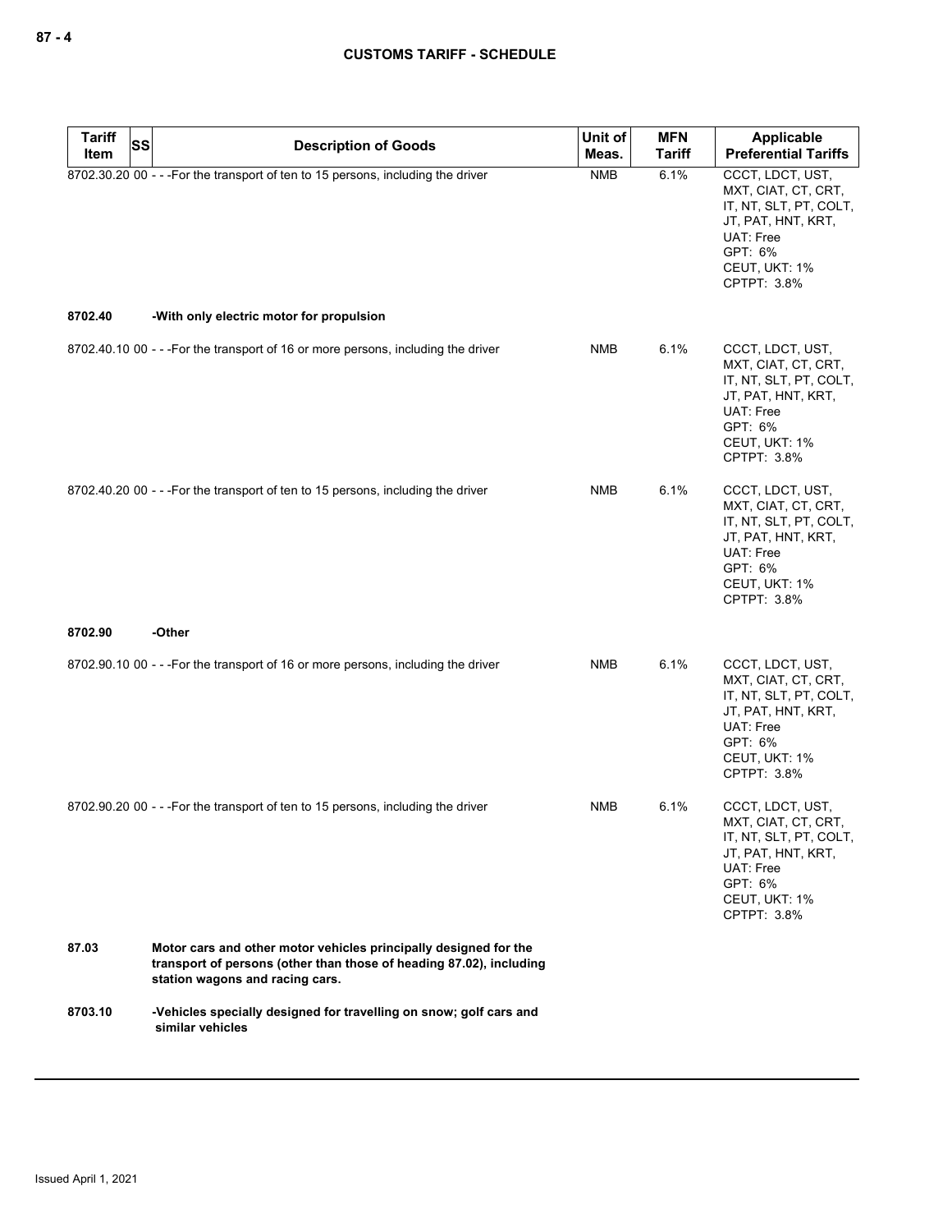| Tariff Item | SS | Description of Goods | Unit of Meas. | MFN Tariff | Applicable Preferential Tariffs |
|---|---|---|---|---|---|
| 8702.30.20 | 00 | - - -For the transport of ten to 15 persons, including the driver | NMB | 6.1% | CCCT, LDCT, UST, MXT, CIAT, CT, CRT, IT, NT, SLT, PT, COLT, JT, PAT, HNT, KRT, UAT: Free<br>GPT: 6%<br>CEUT, UKT: 1%<br>CPTPT: 3.8% |
| **8702.40** | | **-With only electric motor for propulsion** | | | |
| 8702.40.10 | 00 | - - -For the transport of 16 or more persons, including the driver | NMB | 6.1% | CCCT, LDCT, UST, MXT, CIAT, CT, CRT, IT, NT, SLT, PT, COLT, JT, PAT, HNT, KRT, UAT: Free<br>GPT: 6%<br>CEUT, UKT: 1%<br>CPTPT: 3.8% |
| 8702.40.20 | 00 | - - -For the transport of ten to 15 persons, including the driver | NMB | 6.1% | CCCT, LDCT, UST, MXT, CIAT, CT, CRT, IT, NT, SLT, PT, COLT, JT, PAT, HNT, KRT, UAT: Free<br>GPT: 6%<br>CEUT, UKT: 1%<br>CPTPT: 3.8% |
| **8702.90** | | **-Other** | | | |
| 8702.90.10 | 00 | - - -For the transport of 16 or more persons, including the driver | NMB | 6.1% | CCCT, LDCT, UST, MXT, CIAT, CT, CRT, IT, NT, SLT, PT, COLT, JT, PAT, HNT, KRT, UAT: Free<br>GPT: 6%<br>CEUT, UKT: 1%<br>CPTPT: 3.8% |
| 8702.90.20 | 00 | - - -For the transport of ten to 15 persons, including the driver | NMB | 6.1% | CCCT, LDCT, UST, MXT, CIAT, CT, CRT, IT, NT, SLT, PT, COLT, JT, PAT, HNT, KRT, UAT: Free<br>GPT: 6%<br>CEUT, UKT: 1%<br>CPTPT: 3.8% |
| **87.03** | | **Motor cars and other motor vehicles principally designed for the transport of persons (other than those of heading 87.02), including station wagons and racing cars.** | | | |
| **8703.10** | | **-Vehicles specially designed for travelling on snow; golf cars and similar vehicles** | | | |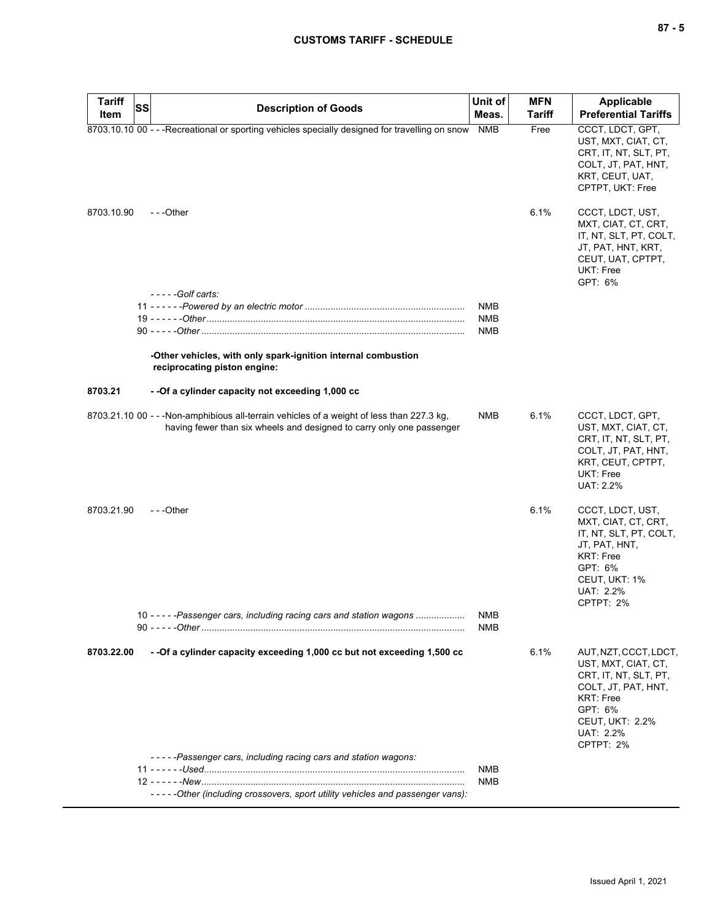| Tariff Item | SS | Description of Goods | Unit of Meas. | MFN Tariff | Applicable Preferential Tariffs |
|---|---|---|---|---|---|
| 8703.10.10 | 00 | - - -Recreational or sporting vehicles specially designed for travelling on snow | NMB | Free | CCCT, LDCT, GPT, UST, MXT, CIAT, CT, CRT, IT, NT, SLT, PT, COLT, JT, PAT, HNT, KRT, CEUT, UAT, CPTPT, UKT: Free |
| 8703.10.90 | | - - -Other | | 6.1% | CCCT, LDCT, UST, MXT, CIAT, CT, CRT, IT, NT, SLT, PT, COLT, JT, PAT, HNT, KRT, CEUT, UAT, CPTPT, UKT: Free<br>GPT: 6% |
| | | - - - - -*Golf carts:* | | | |
| | 11 | - - - - - -*Powered by an electric motor* | NMB | | |
| | 19 | - - - - - -*Other* | NMB | | |
| | 90 | - - - - -*Other* | NMB | | |
| | | **-Other vehicles, with only spark-ignition internal combustion reciprocating piston engine:** | | | |
| **8703.21** | | **- -Of a cylinder capacity not exceeding 1,000 cc** | | | |
| 8703.21.10 | 00 | - - -Non-amphibious all-terrain vehicles of a weight of less than 227.3 kg, having fewer than six wheels and designed to carry only one passenger | NMB | 6.1% | CCCT, LDCT, GPT, UST, MXT, CIAT, CT, CRT, IT, NT, SLT, PT, COLT, JT, PAT, HNT, KRT, CEUT, CPTPT, UKT: Free<br>UAT: 2.2% |
| 8703.21.90 | | - - -Other | | 6.1% | CCCT, LDCT, UST, MXT, CIAT, CT, CRT, IT, NT, SLT, PT, COLT, JT, PAT, HNT, KRT: Free<br>GPT: 6%<br>CEUT, UKT: 1%<br>UAT: 2.2%<br>CPTPT: 2% |
| | 10 | - - - - -*Passenger cars, including racing cars and station wagons* | NMB | | |
| | 90 | - - - - -*Other* | NMB | | |
| **8703.22.00** | | **- -Of a cylinder capacity exceeding 1,000 cc but not exceeding 1,500 cc** | | 6.1% | AUT, NZT, CCCT, LDCT, UST, MXT, CIAT, CT, CRT, IT, NT, SLT, PT, COLT, JT, PAT, HNT, KRT: Free<br>GPT: 6%<br>CEUT, UKT: 2.2%<br>UAT: 2.2%<br>CPTPT: 2% |
| | | - - - - -*Passenger cars, including racing cars and station wagons:* | | | |
| | 11 | - - - - - -*Used* | NMB | | |
| | 12 | - - - - - -*New* | NMB | | |
| | | - - - - -*Other (including crossovers, sport utility vehicles and passenger vans):* | | | |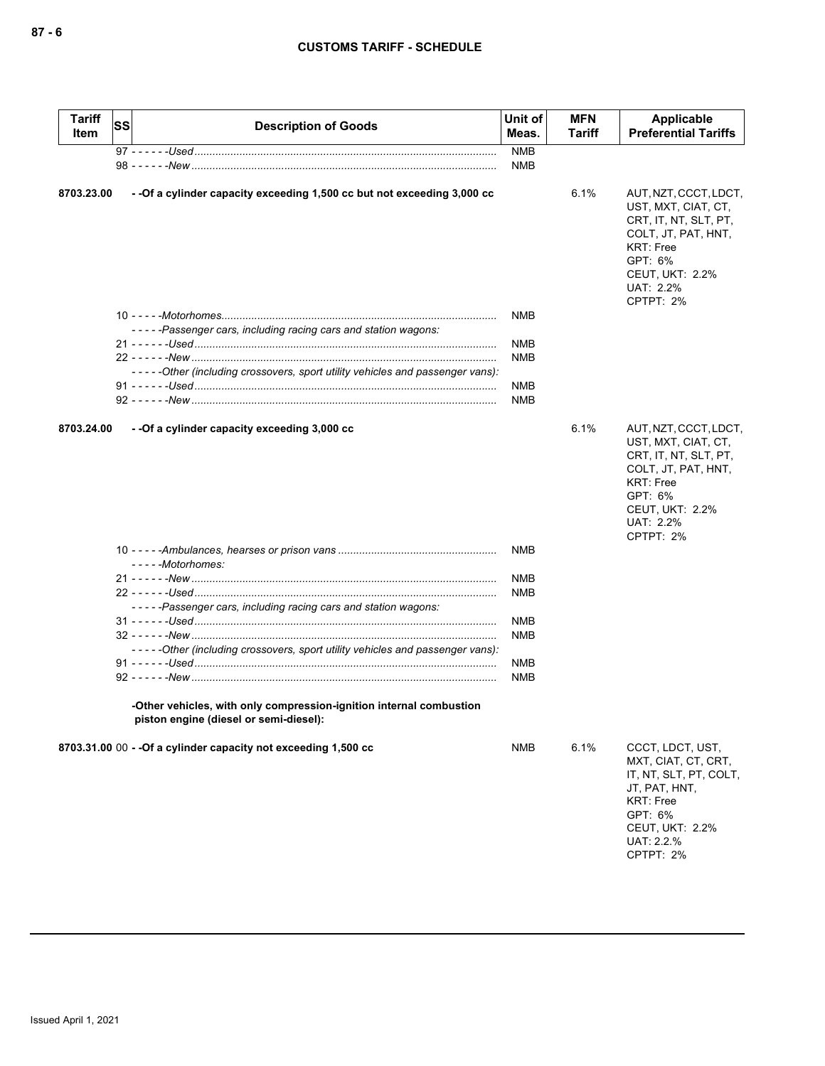| Tariff Item | SS | Description of Goods | Unit of Meas. | MFN Tariff | Applicable Preferential Tariffs |
|---|---|---|---|---|---|
| | 97 | - - - - - -*Used* | NMB | | |
| | 98 | - - - - - -*New* | NMB | | |
| **8703.23.00** | | **- -Of a cylinder capacity exceeding 1,500 cc but not exceeding 3,000 cc** | | 6.1% | AUT, NZT, CCCT, LDCT, UST, MXT, CIAT, CT, CRT, IT, NT, SLT, PT, COLT, JT, PAT, HNT, KRT: Free<br>GPT: 6%<br>CEUT, UKT: 2.2%<br>UAT: 2.2%<br>CPTPT: 2% |
| | 10 | - - - - -*Motorhomes* | NMB | | |
| | | - - - - -*Passenger cars, including racing cars and station wagons:* | | | |
| | 21 | - - - - - -*Used* | NMB | | |
| | 22 | - - - - - -*New* | NMB | | |
| | | - - - - -*Other (including crossovers, sport utility vehicles and passenger vans):* | | | |
| | 91 | - - - - - -*Used* | NMB | | |
| | 92 | - - - - - -*New* | NMB | | |
| **8703.24.00** | | **- -Of a cylinder capacity exceeding 3,000 cc** | | 6.1% | AUT, NZT, CCCT, LDCT, UST, MXT, CIAT, CT, CRT, IT, NT, SLT, PT, COLT, JT, PAT, HNT, KRT: Free<br>GPT: 6%<br>CEUT, UKT: 2.2%<br>UAT: 2.2%<br>CPTPT: 2% |
| | 10 | - - - - -*Ambulances, hearses or prison vans* | NMB | | |
| | | - - - - -*Motorhomes:* | | | |
| | 21 | - - - - - -*New* | NMB | | |
| | 22 | - - - - - -*Used* | NMB | | |
| | | - - - - -*Passenger cars, including racing cars and station wagons:* | | | |
| | 31 | - - - - - -*Used* | NMB | | |
| | 32 | - - - - - -*New* | NMB | | |
| | | - - - - -*Other (including crossovers, sport utility vehicles and passenger vans):* | | | |
| | 91 | - - - - - -*Used* | NMB | | |
| | 92 | - - - - - -*New* | NMB | | |
| | | **-Other vehicles, with only compression-ignition internal combustion piston engine (diesel or semi-diesel):** | | | |
| **8703.31.00** | 00 | **- -Of a cylinder capacity not exceeding 1,500 cc** | NMB | 6.1% | CCCT, LDCT, UST, MXT, CIAT, CT, CRT, IT, NT, SLT, PT, COLT, JT, PAT, HNT, KRT: Free<br>GPT: 6%<br>CEUT, UKT: 2.2%<br>UAT: 2.2.%<br>CPTPT: 2% |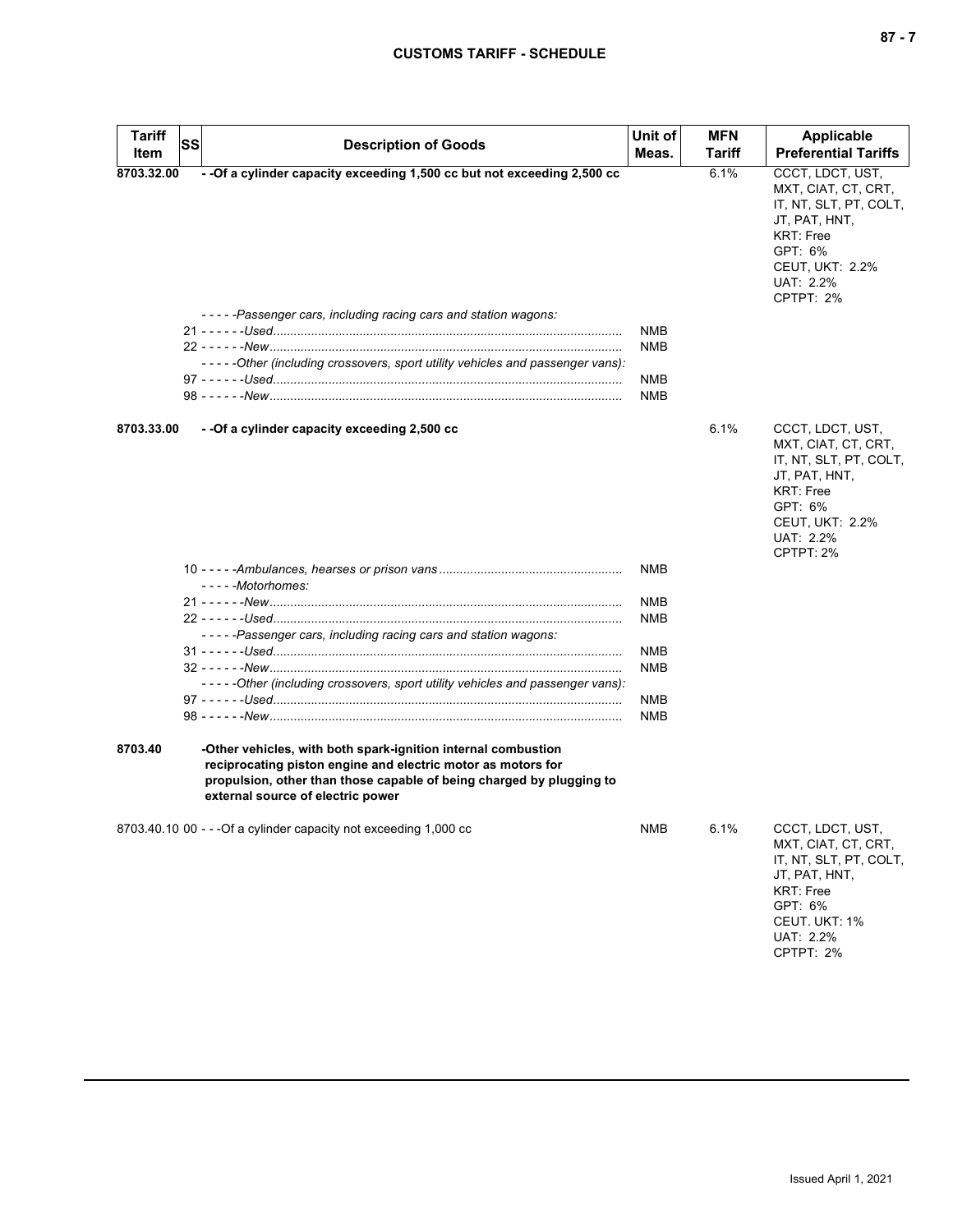| Tariff Item | SS | Description of Goods | Unit of Meas. | MFN Tariff | Applicable Preferential Tariffs |
|---|---|---|---|---|---|
| 8703.32.00 | | - -Of a cylinder capacity exceeding 1,500 cc but not exceeding 2,500 cc | | 6.1% | CCCT, LDCT, UST, MXT, CIAT, CT, CRT, IT, NT, SLT, PT, COLT, JT, PAT, HNT, KRT: Free<br>GPT: 6%<br>CEUT, UKT: 2.2%<br>UAT: 2.2%<br>CPTPT: 2% |
| | | - - - - -*Passenger cars, including racing cars and station wagons:* | | | |
| | | 21 - - - - - -*Used* | NMB | | |
| | | 22 - - - - - -*New* | NMB | | |
| | | - - - - -*Other (including crossovers, sport utility vehicles and passenger vans):* | | | |
| | | 97 - - - - - -*Used* | NMB | | |
| | | 98 - - - - - -*New* | NMB | | |
| 8703.33.00 | | - -Of a cylinder capacity exceeding 2,500 cc | | 6.1% | CCCT, LDCT, UST, MXT, CIAT, CT, CRT, IT, NT, SLT, PT, COLT, JT, PAT, HNT, KRT: Free<br>GPT: 6%<br>CEUT, UKT: 2.2%<br>UAT: 2.2%<br>CPTPT: 2% |
| | | 10 - - - - -*Ambulances, hearses or prison vans* | NMB | | |
| | | - - - - -*Motorhomes:* | | | |
| | | 21 - - - - - -*New* | NMB | | |
| | | 22 - - - - - -*Used* | NMB | | |
| | | - - - - -*Passenger cars, including racing cars and station wagons:* | | | |
| | | 31 - - - - - -*Used* | NMB | | |
| | | 32 - - - - - -*New* | NMB | | |
| | | - - - - -*Other (including crossovers, sport utility vehicles and passenger vans):* | | | |
| | | 97 - - - - - -*Used* | NMB | | |
| | | 98 - - - - - -*New* | NMB | | |
| 8703.40 | | -Other vehicles, with both spark-ignition internal combustion reciprocating piston engine and electric motor as motors for propulsion, other than those capable of being charged by plugging to external source of electric power | | | |
| 8703.40.10 | 00 | - - -Of a cylinder capacity not exceeding 1,000 cc | NMB | 6.1% | CCCT, LDCT, UST, MXT, CIAT, CT, CRT, IT, NT, SLT, PT, COLT, JT, PAT, HNT, KRT: Free<br>GPT: 6%<br>CEUT. UKT: 1%<br>UAT: 2.2%<br>CPTPT: 2% |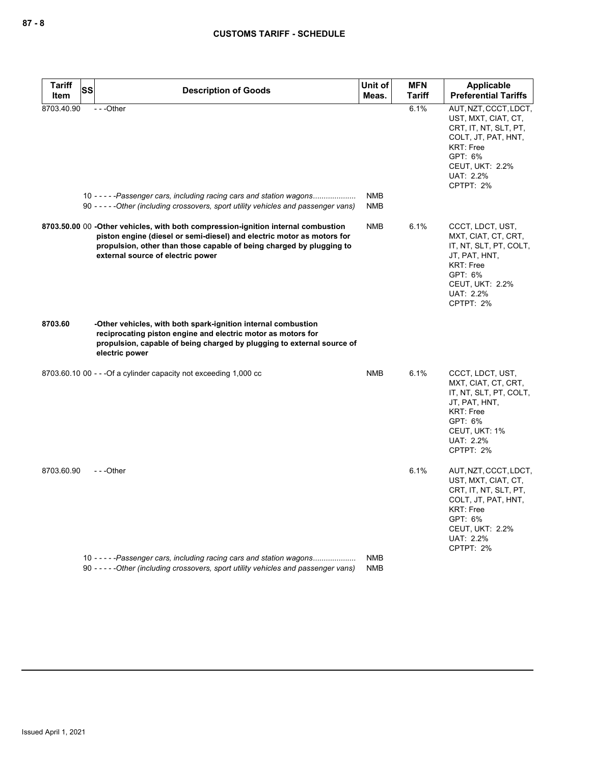| Tariff Item | SS | Description of Goods | Unit of Meas. | MFN Tariff | Applicable Preferential Tariffs |
|---|---|---|---|---|---|
| 8703.40.90 | | - - -Other | | 6.1% | AUT, NZT, CCCT, LDCT, UST, MXT, CIAT, CT, CRT, IT, NT, SLT, PT, COLT, JT, PAT, HNT, KRT: Free<br>GPT: 6%<br>CEUT, UKT: 2.2%<br>UAT: 2.2%<br>CPTPT: 2% |
| | 10 | - - - - -*Passenger cars, including racing cars and station wagons*.................... | NMB | | |
| | 90 | - - - - -*Other (including crossovers, sport utility vehicles and passenger vans)* | NMB | | |
| 8703.50.00 | 00 | **-Other vehicles, with both compression-ignition internal combustion piston engine (diesel or semi-diesel) and electric motor as motors for propulsion, other than those capable of being charged by plugging to external source of electric power** | NMB | 6.1% | CCCT, LDCT, UST, MXT, CIAT, CT, CRT, IT, NT, SLT, PT, COLT, JT, PAT, HNT, KRT: Free<br>GPT: 6%<br>CEUT, UKT: 2.2%<br>UAT: 2.2%<br>CPTPT: 2% |
| **8703.60** | | **-Other vehicles, with both spark-ignition internal combustion reciprocating piston engine and electric motor as motors for propulsion, capable of being charged by plugging to external source of electric power** | | | |
| 8703.60.10 | 00 | - - -Of a cylinder capacity not exceeding 1,000 cc | NMB | 6.1% | CCCT, LDCT, UST, MXT, CIAT, CT, CRT, IT, NT, SLT, PT, COLT, JT, PAT, HNT, KRT: Free<br>GPT: 6%<br>CEUT, UKT: 1%<br>UAT: 2.2%<br>CPTPT: 2% |
| 8703.60.90 | | - - -Other | | 6.1% | AUT, NZT, CCCT, LDCT, UST, MXT, CIAT, CT, CRT, IT, NT, SLT, PT, COLT, JT, PAT, HNT, KRT: Free<br>GPT: 6%<br>CEUT, UKT: 2.2%<br>UAT: 2.2%<br>CPTPT: 2% |
| | 10 | - - - - -*Passenger cars, including racing cars and station wagons*.................... | NMB | | |
| | 90 | - - - - -*Other (including crossovers, sport utility vehicles and passenger vans)* | NMB | | |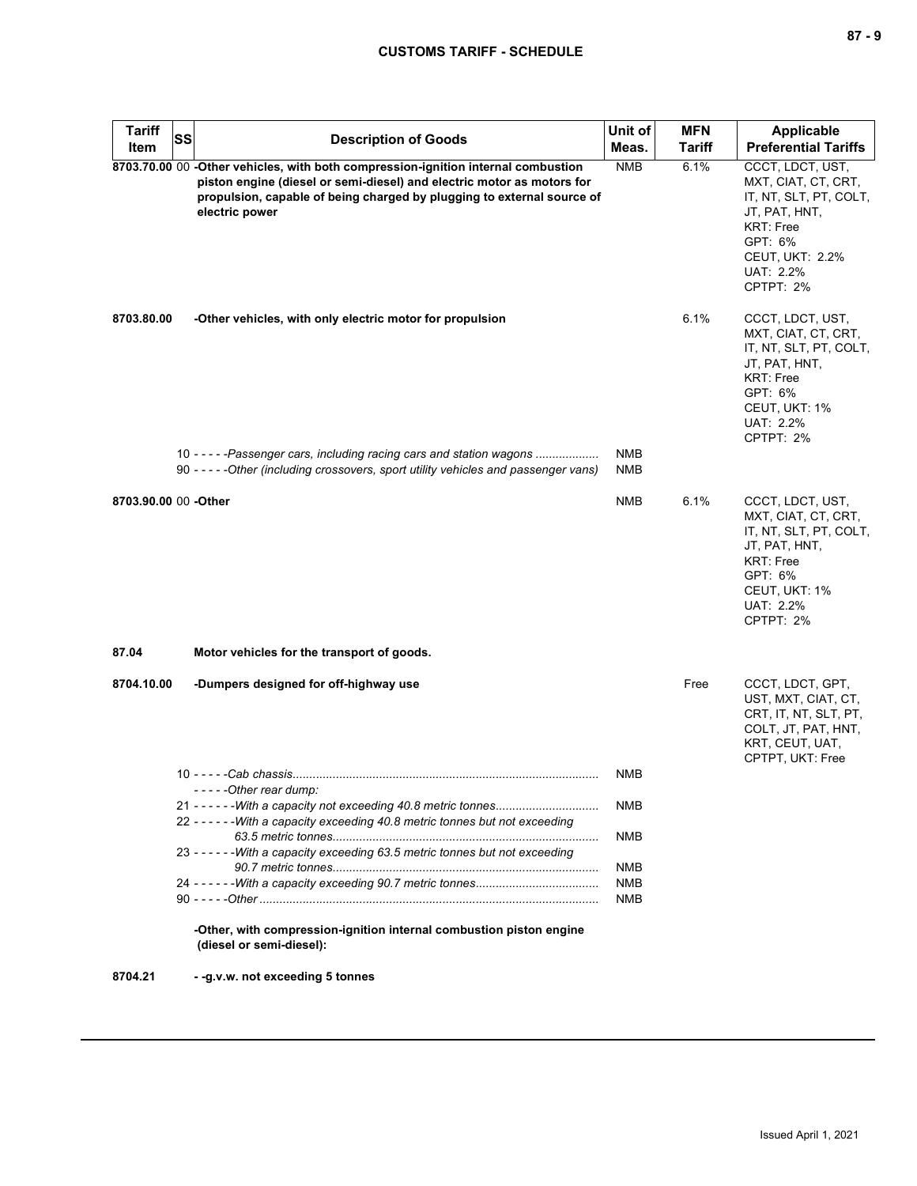| Tariff Item | SS | Description of Goods | Unit of Meas. | MFN Tariff | Applicable Preferential Tariffs |
|---|---|---|---|---|---|
| **8703.70.00** | 00 | **-Other vehicles, with both compression-ignition internal combustion piston engine (diesel or semi-diesel) and electric motor as motors for propulsion, capable of being charged by plugging to external source of electric power** | NMB | 6.1% | CCCT, LDCT, UST, MXT, CIAT, CT, CRT, IT, NT, SLT, PT, COLT, JT, PAT, HNT, KRT: Free<br>GPT: 6%<br>CEUT, UKT: 2.2%<br>UAT: 2.2%<br>CPTPT: 2% |
| **8703.80.00** | | **-Other vehicles, with only electric motor for propulsion** | | 6.1% | CCCT, LDCT, UST, MXT, CIAT, CT, CRT, IT, NT, SLT, PT, COLT, JT, PAT, HNT, KRT: Free<br>GPT: 6%<br>CEUT, UKT: 1%<br>UAT: 2.2%<br>CPTPT: 2% |
| | 10 | - - - - -*Passenger cars, including racing cars and station wagons* | NMB | | |
| | 90 | - - - - -*Other (including crossovers, sport utility vehicles and passenger vans)* | NMB | | |
| **8703.90.00** | 00 | **-Other** | NMB | 6.1% | CCCT, LDCT, UST, MXT, CIAT, CT, CRT, IT, NT, SLT, PT, COLT, JT, PAT, HNT, KRT: Free<br>GPT: 6%<br>CEUT, UKT: 1%<br>UAT: 2.2%<br>CPTPT: 2% |
| **87.04** | | **Motor vehicles for the transport of goods.** | | | |
| **8704.10.00** | | **-Dumpers designed for off-highway use** | | Free | CCCT, LDCT, GPT, UST, MXT, CIAT, CT, CRT, IT, NT, SLT, PT, COLT, JT, PAT, HNT, KRT, CEUT, UAT, CPTPT, UKT: Free |
| | 10 | - - - - -*Cab chassis* | NMB | | |
| | | - - - - -*Other rear dump:* | | | |
| | 21 | - - - - - -*With a capacity not exceeding 40.8 metric tonnes* | NMB | | |
| | 22 | - - - - - -*With a capacity exceeding 40.8 metric tonnes but not exceeding 63.5 metric tonnes* | NMB | | |
| | 23 | - - - - - -*With a capacity exceeding 63.5 metric tonnes but not exceeding 90.7 metric tonnes* | NMB | | |
| | 24 | - - - - - -*With a capacity exceeding 90.7 metric tonnes* | NMB | | |
| | 90 | - - - - -*Other* | NMB | | |
| | | **-Other, with compression-ignition internal combustion piston engine (diesel or semi-diesel):** | | | |
| **8704.21** | | **- -g.v.w. not exceeding 5 tonnes** | | | |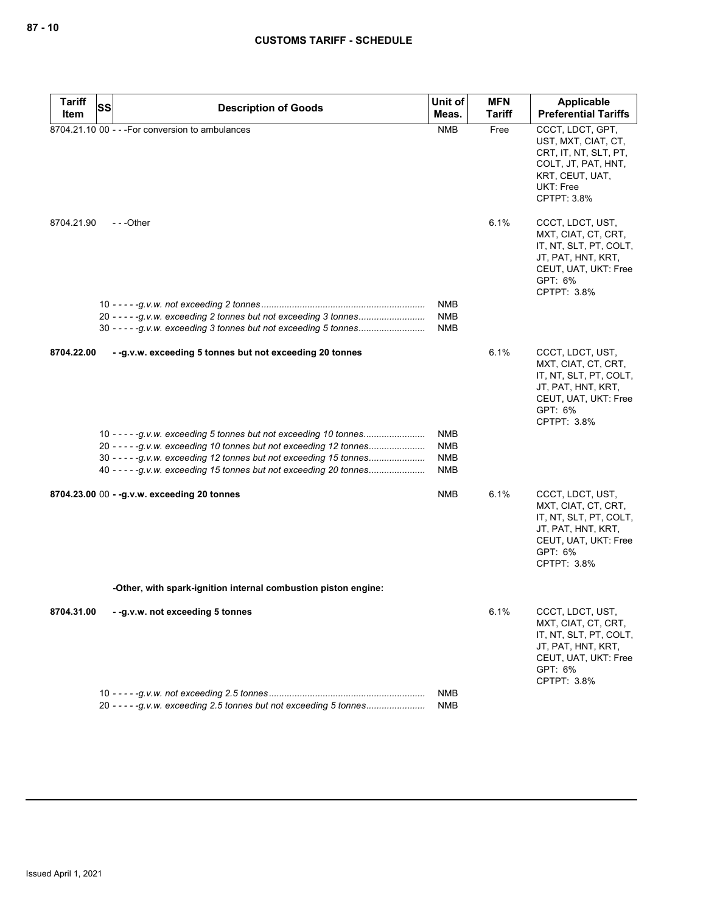| Tariff Item | SS | Description of Goods | Unit of Meas. | MFN Tariff | Applicable Preferential Tariffs |
|---|---|---|---|---|---|
| 8704.21.10 | 00 | - - -For conversion to ambulances | NMB | Free | CCCT, LDCT, GPT, UST, MXT, CIAT, CT, CRT, IT, NT, SLT, PT, COLT, JT, PAT, HNT, KRT, CEUT, UAT, UKT: Free<br>CPTPT: 3.8% |
| 8704.21.90 | | - - -Other | | 6.1% | CCCT, LDCT, UST, MXT, CIAT, CT, CRT, IT, NT, SLT, PT, COLT, JT, PAT, HNT, KRT, CEUT, UAT, UKT: Free<br>GPT: 6%<br>CPTPT: 3.8% |
| | 10 | - - - - -*g.v.w. not exceeding 2 tonnes* | NMB | | |
| | 20 | - - - - -*g.v.w. exceeding 2 tonnes but not exceeding 3 tonnes* | NMB | | |
| | 30 | - - - - -*g.v.w. exceeding 3 tonnes but not exceeding 5 tonnes* | NMB | | |
| **8704.22.00** | | **- -g.v.w. exceeding 5 tonnes but not exceeding 20 tonnes** | | 6.1% | CCCT, LDCT, UST, MXT, CIAT, CT, CRT, IT, NT, SLT, PT, COLT, JT, PAT, HNT, KRT, CEUT, UAT, UKT: Free<br>GPT: 6%<br>CPTPT: 3.8% |
| | 10 | - - - - -*g.v.w. exceeding 5 tonnes but not exceeding 10 tonnes* | NMB | | |
| | 20 | - - - - -*g.v.w. exceeding 10 tonnes but not exceeding 12 tonnes* | NMB | | |
| | 30 | - - - - -*g.v.w. exceeding 12 tonnes but not exceeding 15 tonnes* | NMB | | |
| | 40 | - - - - -*g.v.w. exceeding 15 tonnes but not exceeding 20 tonnes* | NMB | | |
| **8704.23.00** | 00 | **- -g.v.w. exceeding 20 tonnes** | NMB | 6.1% | CCCT, LDCT, UST, MXT, CIAT, CT, CRT, IT, NT, SLT, PT, COLT, JT, PAT, HNT, KRT, CEUT, UAT, UKT: Free<br>GPT: 6%<br>CPTPT: 3.8% |
| | | **-Other, with spark-ignition internal combustion piston engine:** | | | |
| **8704.31.00** | | **- -g.v.w. not exceeding 5 tonnes** | | 6.1% | CCCT, LDCT, UST, MXT, CIAT, CT, CRT, IT, NT, SLT, PT, COLT, JT, PAT, HNT, KRT, CEUT, UAT, UKT: Free<br>GPT: 6%<br>CPTPT: 3.8% |
| | 10 | - - - - -*g.v.w. not exceeding 2.5 tonnes* | NMB | | |
| | 20 | - - - - -*g.v.w. exceeding 2.5 tonnes but not exceeding 5 tonnes* | NMB | | |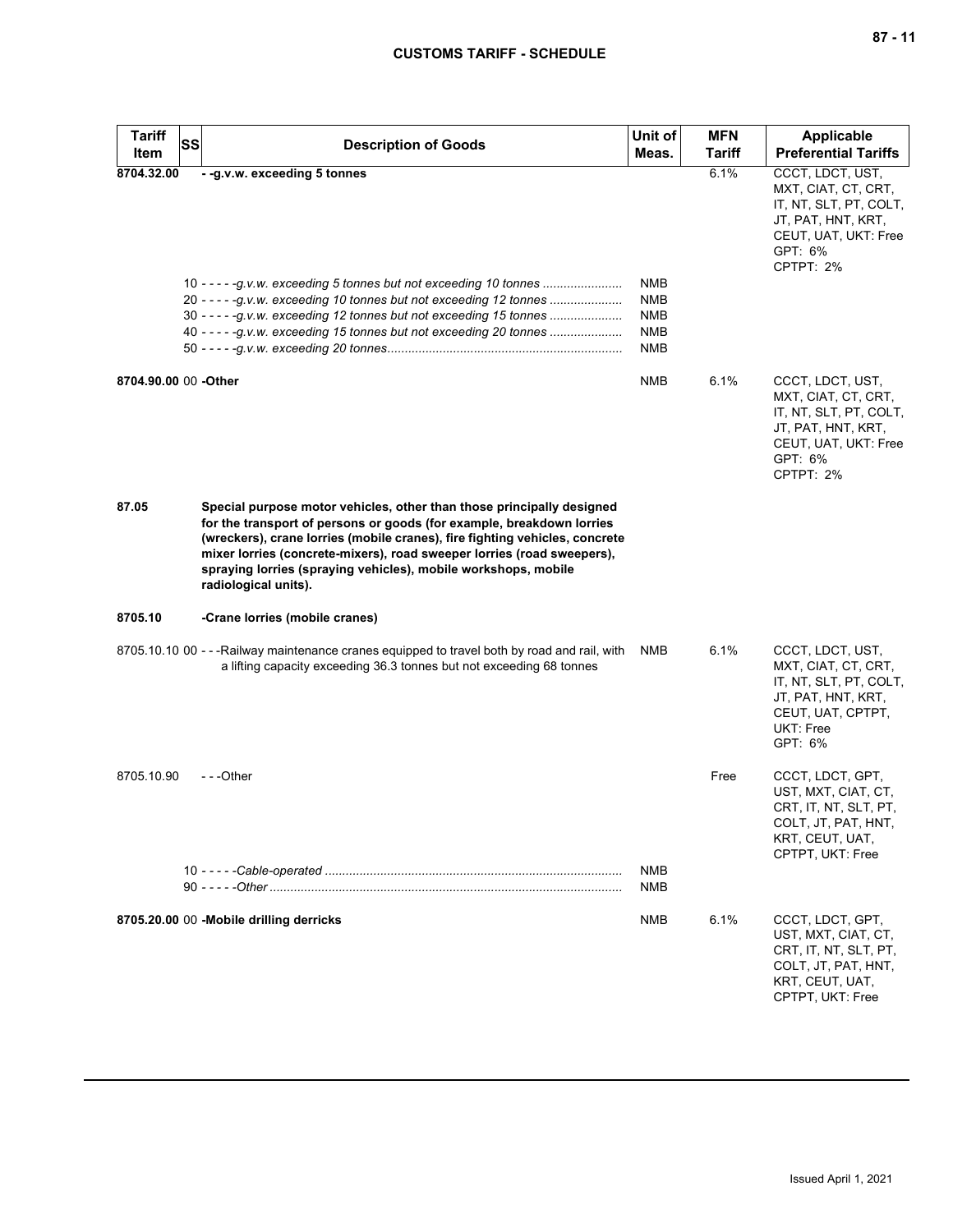| Tariff Item | SS | Description of Goods | Unit of Meas. | MFN Tariff | Applicable Preferential Tariffs |
|---|---|---|---|---|---|
| **8704.32.00** | | **- -g.v.w. exceeding 5 tonnes** | | 6.1% | CCCT, LDCT, UST, MXT, CIAT, CT, CRT, IT, NT, SLT, PT, COLT, JT, PAT, HNT, KRT, CEUT, UAT, UKT: Free<br>GPT: 6%<br>CPTPT: 2% |
| | 10 | - - - - -*g.v.w. exceeding 5 tonnes but not exceeding 10 tonnes* | NMB | | |
| | 20 | - - - - -*g.v.w. exceeding 10 tonnes but not exceeding 12 tonnes* | NMB | | |
| | 30 | - - - - -*g.v.w. exceeding 12 tonnes but not exceeding 15 tonnes* | NMB | | |
| | 40 | - - - - -*g.v.w. exceeding 15 tonnes but not exceeding 20 tonnes* | NMB | | |
| | 50 | - - - - -*g.v.w. exceeding 20 tonnes* | NMB | | |
| **8704.90.00** | 00 | **-Other** | NMB | 6.1% | CCCT, LDCT, UST, MXT, CIAT, CT, CRT, IT, NT, SLT, PT, COLT, JT, PAT, HNT, KRT, CEUT, UAT, UKT: Free<br>GPT: 6%<br>CPTPT: 2% |
| **87.05** | | **Special purpose motor vehicles, other than those principally designed for the transport of persons or goods (for example, breakdown lorries (wreckers), crane lorries (mobile cranes), fire fighting vehicles, concrete mixer lorries (concrete-mixers), road sweeper lorries (road sweepers), spraying lorries (spraying vehicles), mobile workshops, mobile radiological units).** | | | |
| **8705.10** | | **-Crane lorries (mobile cranes)** | | | |
| 8705.10.10 | 00 | - - -Railway maintenance cranes equipped to travel both by road and rail, with a lifting capacity exceeding 36.3 tonnes but not exceeding 68 tonnes | NMB | 6.1% | CCCT, LDCT, UST, MXT, CIAT, CT, CRT, IT, NT, SLT, PT, COLT, JT, PAT, HNT, KRT, CEUT, UAT, CPTPT, UKT: Free<br>GPT: 6% |
| 8705.10.90 | | - - -Other | | Free | CCCT, LDCT, GPT, UST, MXT, CIAT, CT, CRT, IT, NT, SLT, PT, COLT, JT, PAT, HNT, KRT, CEUT, UAT, CPTPT, UKT: Free |
| | 10 | - - - - -*Cable-operated* | NMB | | |
| | 90 | - - - - -*Other* | NMB | | |
| **8705.20.00** | 00 | **-Mobile drilling derricks** | NMB | 6.1% | CCCT, LDCT, GPT, UST, MXT, CIAT, CT, CRT, IT, NT, SLT, PT, COLT, JT, PAT, HNT, KRT, CEUT, UAT, CPTPT, UKT: Free |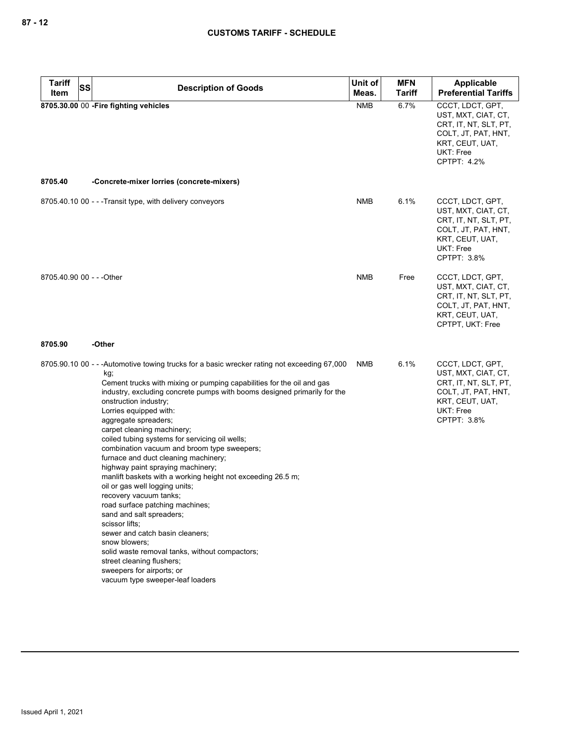| Tariff Item | SS | Description of Goods | Unit of Meas. | MFN Tariff | Applicable Preferential Tariffs |
|---|---|---|---|---|---|
| **8705.30.00** | 00 | **-Fire fighting vehicles** | NMB | 6.7% | CCCT, LDCT, GPT, UST, MXT, CIAT, CT, CRT, IT, NT, SLT, PT, COLT, JT, PAT, HNT, KRT, CEUT, UAT, UKT: Free<br>CPTPT: 4.2% |
| **8705.40** | | **-Concrete-mixer lorries (concrete-mixers)** | | | |
| 8705.40.10 | 00 | - - -Transit type, with delivery conveyors | NMB | 6.1% | CCCT, LDCT, GPT, UST, MXT, CIAT, CT, CRT, IT, NT, SLT, PT, COLT, JT, PAT, HNT, KRT, CEUT, UAT, UKT: Free<br>CPTPT: 3.8% |
| 8705.40.90 | 00 | - - -Other | NMB | Free | CCCT, LDCT, GPT, UST, MXT, CIAT, CT, CRT, IT, NT, SLT, PT, COLT, JT, PAT, HNT, KRT, CEUT, UAT, CPTPT, UKT: Free |
| **8705.90** | | **-Other** | | | |
| 8705.90.10 | 00 | - - -Automotive towing trucks for a basic wrecker rating not exceeding 67,000 kg;<br>Cement trucks with mixing or pumping capabilities for the oil and gas industry, excluding concrete pumps with booms designed primarily for the onstruction industry;<br>Lorries equipped with:<br>aggregate spreaders;<br>carpet cleaning machinery;<br>coiled tubing systems for servicing oil wells;<br>combination vacuum and broom type sweepers;<br>furnace and duct cleaning machinery;<br>highway paint spraying machinery;<br>manlift baskets with a working height not exceeding 26.5 m;<br>oil or gas well logging units;<br>recovery vacuum tanks;<br>road surface patching machines;<br>sand and salt spreaders;<br>scissor lifts;<br>sewer and catch basin cleaners;<br>snow blowers;<br>solid waste removal tanks, without compactors;<br>street cleaning flushers;<br>sweepers for airports; or<br>vacuum type sweeper-leaf loaders | NMB | 6.1% | CCCT, LDCT, GPT, UST, MXT, CIAT, CT, CRT, IT, NT, SLT, PT, COLT, JT, PAT, HNT, KRT, CEUT, UAT, UKT: Free<br>CPTPT: 3.8% |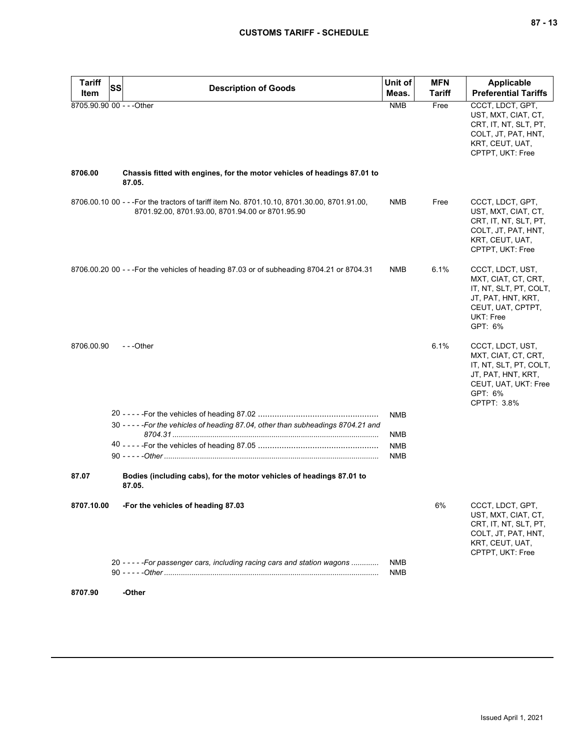| Tariff Item | SS | Description of Goods | Unit of Meas. | MFN Tariff | Applicable Preferential Tariffs |
|---|---|---|---|---|---|
| 8705.90.90 | 00 | - - -Other | NMB | Free | CCCT, LDCT, GPT, UST, MXT, CIAT, CT, CRT, IT, NT, SLT, PT, COLT, JT, PAT, HNT, KRT, CEUT, UAT, CPTPT, UKT: Free |
| **8706.00** | | **Chassis fitted with engines, for the motor vehicles of headings 87.01 to 87.05.** | | | |
| 8706.00.10 | 00 | - - -For the tractors of tariff item No. 8701.10.10, 8701.30.00, 8701.91.00, 8701.92.00, 8701.93.00, 8701.94.00 or 8701.95.90 | NMB | Free | CCCT, LDCT, GPT, UST, MXT, CIAT, CT, CRT, IT, NT, SLT, PT, COLT, JT, PAT, HNT, KRT, CEUT, UAT, CPTPT, UKT: Free |
| 8706.00.20 | 00 | - - -For the vehicles of heading 87.03 or of subheading 8704.21 or 8704.31 | NMB | 6.1% | CCCT, LDCT, UST, MXT, CIAT, CT, CRT, IT, NT, SLT, PT, COLT, JT, PAT, HNT, KRT, CEUT, UAT, CPTPT, UKT: Free<br>GPT: 6% |
| 8706.00.90 | | - - -Other | | 6.1% | CCCT, LDCT, UST, MXT, CIAT, CT, CRT, IT, NT, SLT, PT, COLT, JT, PAT, HNT, KRT, CEUT, UAT, UKT: Free<br>GPT: 6%<br>CPTPT: 3.8% |
| | 20 | - - - - -For the vehicles of heading 87.02 | NMB | | |
| | 30 | - - - - -*For the vehicles of heading 87.04, other than subheadings 8704.21 and 8704.31* | NMB | | |
| | 40 | - - - - -For the vehicles of heading 87.05 | NMB | | |
| | 90 | - - - - -*Other* | NMB | | |
| **87.07** | | **Bodies (including cabs), for the motor vehicles of headings 87.01 to 87.05.** | | | |
| **8707.10.00** | | **-For the vehicles of heading 87.03** | | 6% | CCCT, LDCT, GPT, UST, MXT, CIAT, CT, CRT, IT, NT, SLT, PT, COLT, JT, PAT, HNT, KRT, CEUT, UAT, CPTPT, UKT: Free |
| | 20 | - - - - -*For passenger cars, including racing cars and station wagons* | NMB | | |
| | 90 | - - - - -*Other* | NMB | | |
| **8707.90** | | **-Other** | | | |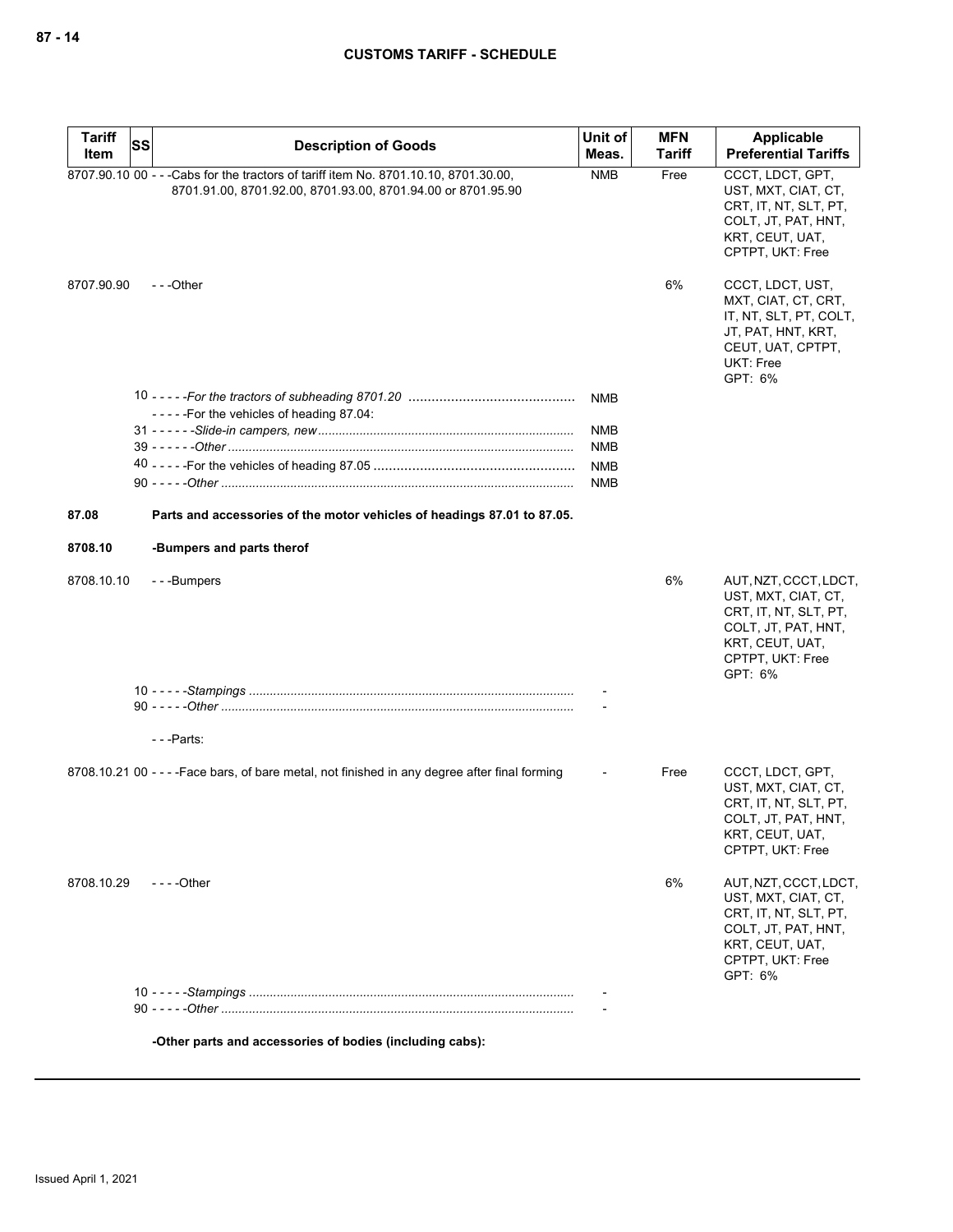| Tariff Item | SS | Description of Goods | Unit of Meas. | MFN Tariff | Applicable Preferential Tariffs |
|---|---|---|---|---|---|
| 8707.90.10 | 00 | - - -Cabs for the tractors of tariff item No. 8701.10.10, 8701.30.00, 8701.91.00, 8701.92.00, 8701.93.00, 8701.94.00 or 8701.95.90 | NMB | Free | CCCT, LDCT, GPT, UST, MXT, CIAT, CT, CRT, IT, NT, SLT, PT, COLT, JT, PAT, HNT, KRT, CEUT, UAT, CPTPT, UKT: Free |
| 8707.90.90 | | - - -Other | | 6% | CCCT, LDCT, UST, MXT, CIAT, CT, CRT, IT, NT, SLT, PT, COLT, JT, PAT, HNT, KRT, CEUT, UAT, CPTPT, UKT: Free<br>GPT: 6% |
| | 10 | - - - - -*For the tractors of subheading 8701.20* | NMB | | |
| | | - - - - -For the vehicles of heading 87.04: | | | |
| | 31 | - - - - - -*Slide-in campers, new* | NMB | | |
| | 39 | - - - - - -*Other* | NMB | | |
| | 40 | - - - - -For the vehicles of heading 87.05 | NMB | | |
| | 90 | - - - - -*Other* | NMB | | |
| **87.08** | | **Parts and accessories of the motor vehicles of headings 87.01 to 87.05.** | | | |
| **8708.10** | | **-Bumpers and parts therof** | | | |
| 8708.10.10 | | - - -Bumpers | | 6% | AUT, NZT, CCCT, LDCT, UST, MXT, CIAT, CT, CRT, IT, NT, SLT, PT, COLT, JT, PAT, HNT, KRT, CEUT, UAT, CPTPT, UKT: Free<br>GPT: 6% |
| | 10 | - - - - -*Stampings* | - | | |
| | 90 | - - - - -*Other* | - | | |
| | | - - -Parts: | | | |
| 8708.10.21 | 00 | - - - -Face bars, of bare metal, not finished in any degree after final forming | - | Free | CCCT, LDCT, GPT, UST, MXT, CIAT, CT, CRT, IT, NT, SLT, PT, COLT, JT, PAT, HNT, KRT, CEUT, UAT, CPTPT, UKT: Free |
| 8708.10.29 | | - - - -Other | | 6% | AUT, NZT, CCCT, LDCT, UST, MXT, CIAT, CT, CRT, IT, NT, SLT, PT, COLT, JT, PAT, HNT, KRT, CEUT, UAT, CPTPT, UKT: Free<br>GPT: 6% |
| | 10 | - - - - -*Stampings* | - | | |
| | 90 | - - - - -*Other* | - | | |
| | | **-Other parts and accessories of bodies (including cabs):** | | | |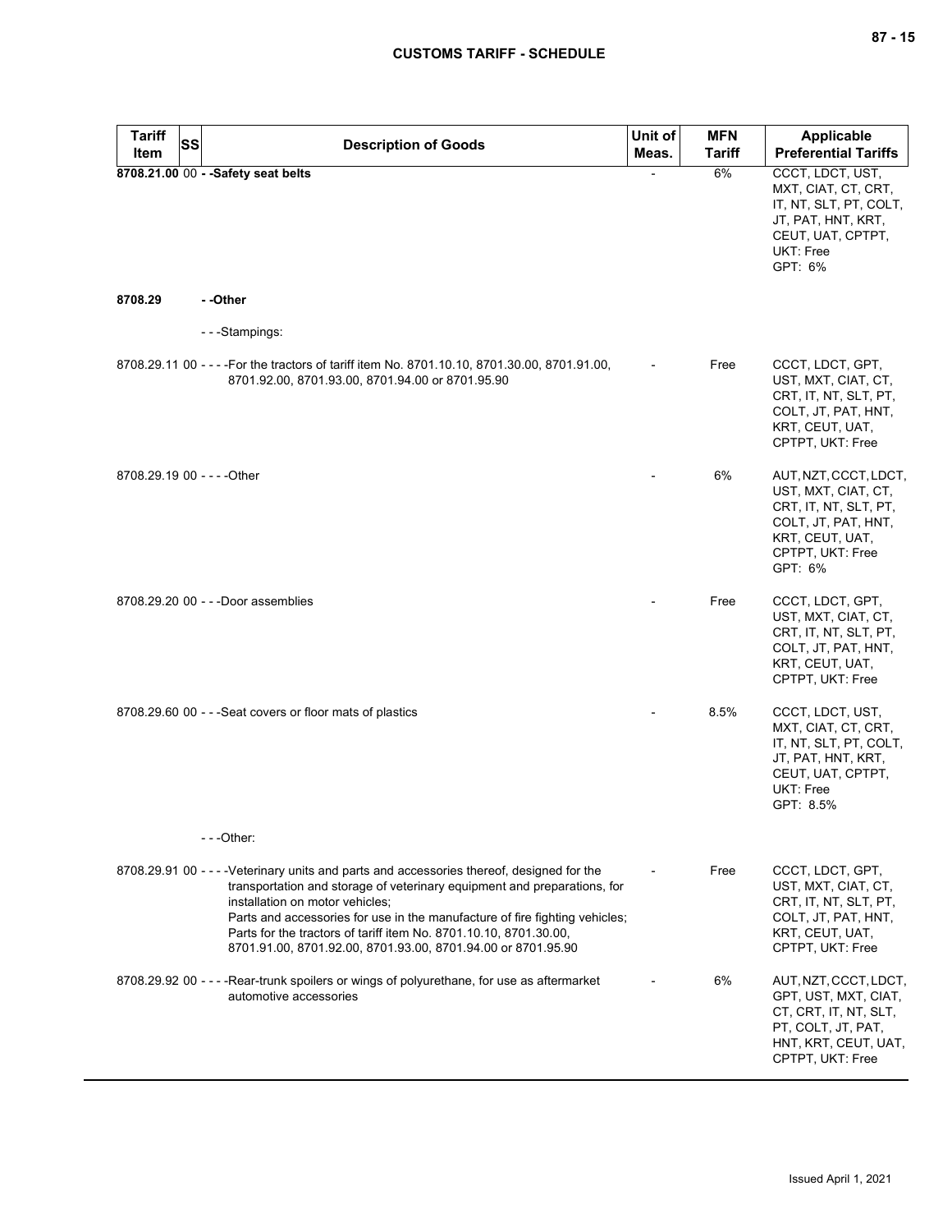| Tariff Item | SS | Description of Goods | Unit of Meas. | MFN Tariff | Applicable Preferential Tariffs |
|---|---|---|---|---|---|
| **8708.21.00** | 00 | **- -Safety seat belts** | - | 6% | CCCT, LDCT, UST, MXT, CIAT, CT, CRT, IT, NT, SLT, PT, COLT, JT, PAT, HNT, KRT, CEUT, UAT, CPTPT, UKT: Free<br>GPT: 6% |
| **8708.29** | | **- -Other** | | | |
| | | - - -Stampings: | | | |
| 8708.29.11 | 00 | - - - -For the tractors of tariff item No. 8701.10.10, 8701.30.00, 8701.91.00, 8701.92.00, 8701.93.00, 8701.94.00 or 8701.95.90 | - | Free | CCCT, LDCT, GPT, UST, MXT, CIAT, CT, CRT, IT, NT, SLT, PT, COLT, JT, PAT, HNT, KRT, CEUT, UAT, CPTPT, UKT: Free |
| 8708.29.19 | 00 | - - - -Other | - | 6% | AUT, NZT, CCCT, LDCT, UST, MXT, CIAT, CT, CRT, IT, NT, SLT, PT, COLT, JT, PAT, HNT, KRT, CEUT, UAT, CPTPT, UKT: Free<br>GPT: 6% |
| 8708.29.20 | 00 | - - -Door assemblies | - | Free | CCCT, LDCT, GPT, UST, MXT, CIAT, CT, CRT, IT, NT, SLT, PT, COLT, JT, PAT, HNT, KRT, CEUT, UAT, CPTPT, UKT: Free |
| 8708.29.60 | 00 | - - -Seat covers or floor mats of plastics | - | 8.5% | CCCT, LDCT, UST, MXT, CIAT, CT, CRT, IT, NT, SLT, PT, COLT, JT, PAT, HNT, KRT, CEUT, UAT, CPTPT, UKT: Free<br>GPT: 8.5% |
| | | - - -Other: | | | |
| 8708.29.91 | 00 | - - - -Veterinary units and parts and accessories thereof, designed for the transportation and storage of veterinary equipment and preparations, for installation on motor vehicles;<br>Parts and accessories for use in the manufacture of fire fighting vehicles;<br>Parts for the tractors of tariff item No. 8701.10.10, 8701.30.00, 8701.91.00, 8701.92.00, 8701.93.00, 8701.94.00 or 8701.95.90 | - | Free | CCCT, LDCT, GPT, UST, MXT, CIAT, CT, CRT, IT, NT, SLT, PT, COLT, JT, PAT, HNT, KRT, CEUT, UAT, CPTPT, UKT: Free |
| 8708.29.92 | 00 | - - - -Rear-trunk spoilers or wings of polyurethane, for use as aftermarket automotive accessories | - | 6% | AUT, NZT, CCCT, LDCT, GPT, UST, MXT, CIAT, CT, CRT, IT, NT, SLT, PT, COLT, JT, PAT, HNT, KRT, CEUT, UAT, CPTPT, UKT: Free |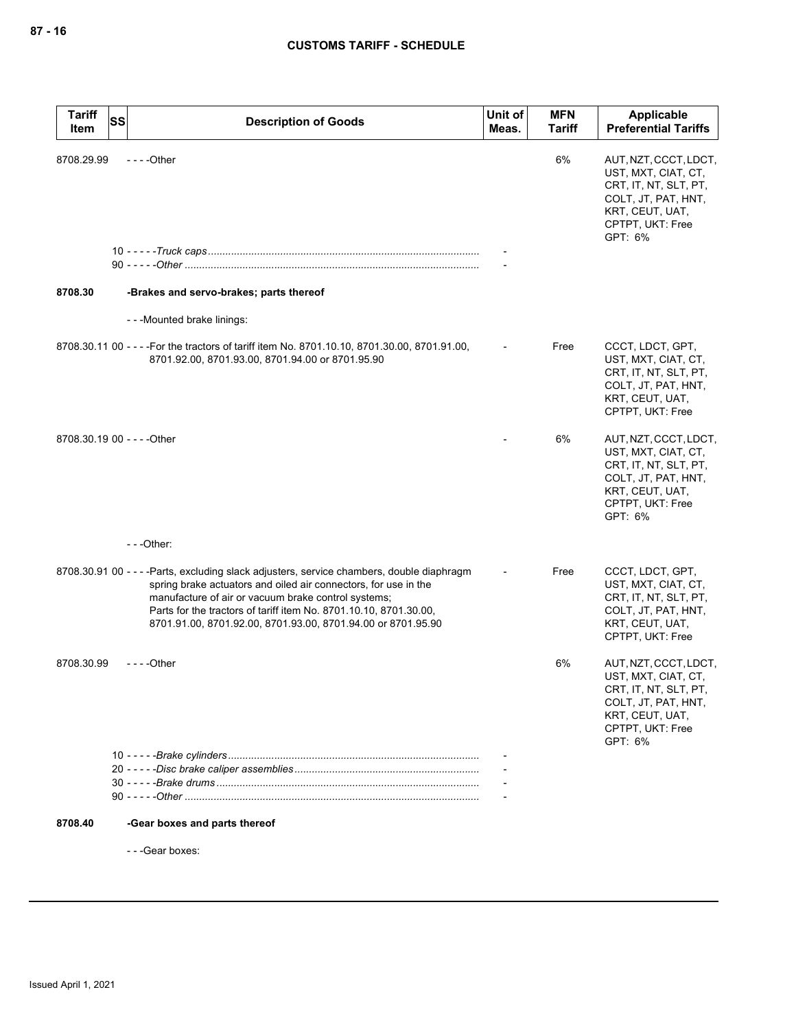| Tariff Item | SS | Description of Goods | Unit of Meas. | MFN Tariff | Applicable Preferential Tariffs |
|---|---|---|---|---|---|
| 8708.29.99 | | - - - -Other | | 6% | AUT, NZT, CCCT, LDCT, UST, MXT, CIAT, CT, CRT, IT, NT, SLT, PT, COLT, JT, PAT, HNT, KRT, CEUT, UAT, CPTPT, UKT: Free<br>GPT: 6% |
| | | 10 - - - - -*Truck caps* | - | | |
| | | 90 - - - - -*Other* | - | | |
| **8708.30** | | **-Brakes and servo-brakes; parts thereof** | | | |
| | | - - -Mounted brake linings: | | | |
| 8708.30.11 | 00 | - - - -For the tractors of tariff item No. 8701.10.10, 8701.30.00, 8701.91.00, 8701.92.00, 8701.93.00, 8701.94.00 or 8701.95.90 | - | Free | CCCT, LDCT, GPT, UST, MXT, CIAT, CT, CRT, IT, NT, SLT, PT, COLT, JT, PAT, HNT, KRT, CEUT, UAT, CPTPT, UKT: Free |
| 8708.30.19 | 00 | - - - -Other | - | 6% | AUT, NZT, CCCT, LDCT, UST, MXT, CIAT, CT, CRT, IT, NT, SLT, PT, COLT, JT, PAT, HNT, KRT, CEUT, UAT, CPTPT, UKT: Free<br>GPT: 6% |
| | | - - -Other: | | | |
| 8708.30.91 | 00 | - - - -Parts, excluding slack adjusters, service chambers, double diaphragm spring brake actuators and oiled air connectors, for use in the manufacture of air or vacuum brake control systems;<br>Parts for the tractors of tariff item No. 8701.10.10, 8701.30.00, 8701.91.00, 8701.92.00, 8701.93.00, 8701.94.00 or 8701.95.90 | - | Free | CCCT, LDCT, GPT, UST, MXT, CIAT, CT, CRT, IT, NT, SLT, PT, COLT, JT, PAT, HNT, KRT, CEUT, UAT, CPTPT, UKT: Free |
| 8708.30.99 | | - - - -Other | | 6% | AUT, NZT, CCCT, LDCT, UST, MXT, CIAT, CT, CRT, IT, NT, SLT, PT, COLT, JT, PAT, HNT, KRT, CEUT, UAT, CPTPT, UKT: Free<br>GPT: 6% |
| | | 10 - - - - -*Brake cylinders* | - | | |
| | | 20 - - - - -*Disc brake caliper assemblies* | - | | |
| | | 30 - - - - -*Brake drums* | - | | |
| | | 90 - - - - -*Other* | - | | |
| **8708.40** | | **-Gear boxes and parts thereof** | | | |
| | | - - -Gear boxes: | | | |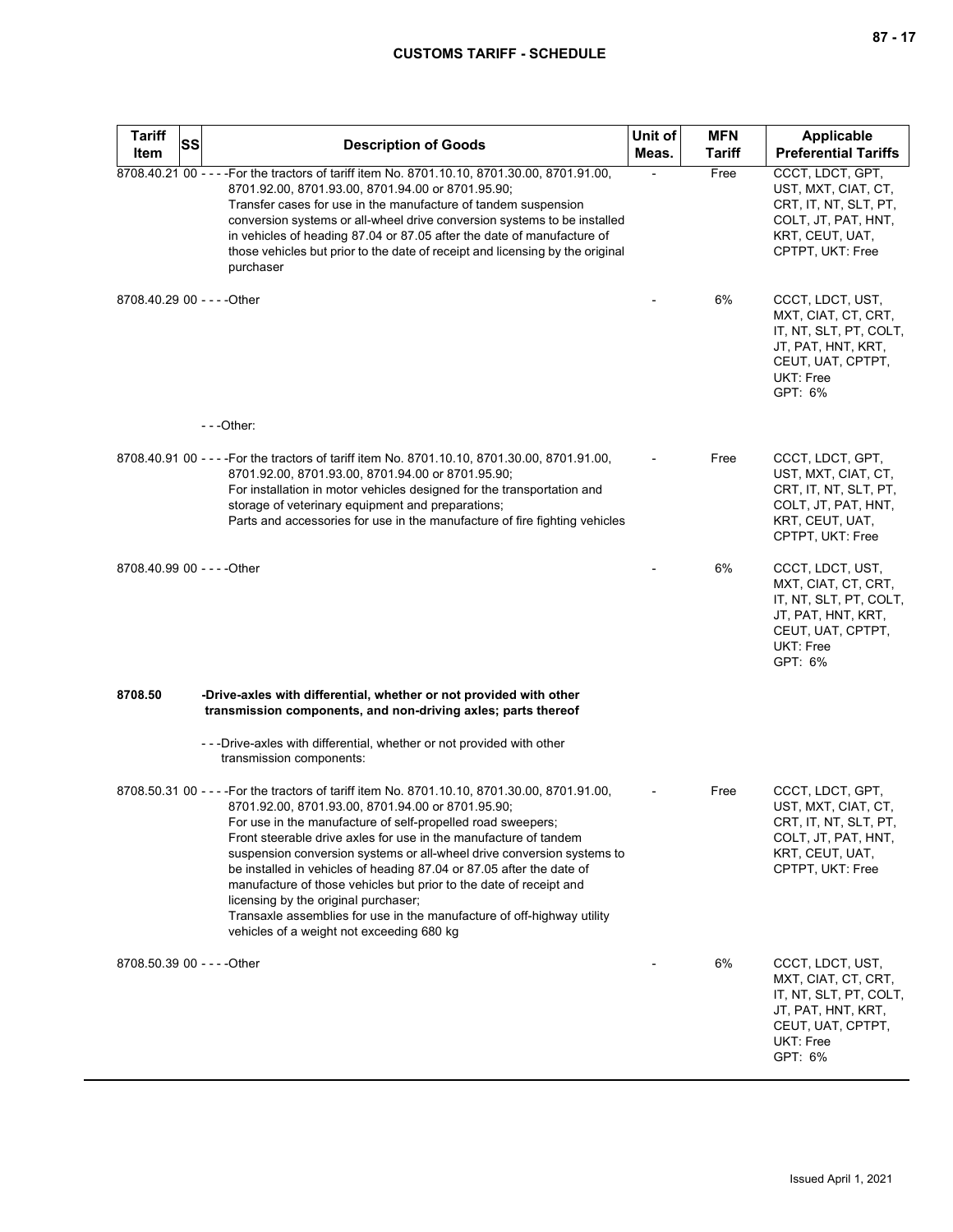| Tariff Item | SS | Description of Goods | Unit of Meas. | MFN Tariff | Applicable Preferential Tariffs |
|---|---|---|---|---|---|
| 8708.40.21 | 00 | - - - -For the tractors of tariff item No. 8701.10.10, 8701.30.00, 8701.91.00, 8701.92.00, 8701.93.00, 8701.94.00 or 8701.95.90;<br>Transfer cases for use in the manufacture of tandem suspension conversion systems or all-wheel drive conversion systems to be installed in vehicles of heading 87.04 or 87.05 after the date of manufacture of those vehicles but prior to the date of receipt and licensing by the original purchaser | - | Free | CCCT, LDCT, GPT, UST, MXT, CIAT, CT, CRT, IT, NT, SLT, PT, COLT, JT, PAT, HNT, KRT, CEUT, UAT, CPTPT, UKT: Free |
| 8708.40.29 | 00 | - - - -Other | - | 6% | CCCT, LDCT, UST, MXT, CIAT, CT, CRT, IT, NT, SLT, PT, COLT, JT, PAT, HNT, KRT, CEUT, UAT, CPTPT, UKT: Free<br>GPT: 6% |
| | | - - -Other: | | | |
| 8708.40.91 | 00 | - - - -For the tractors of tariff item No. 8701.10.10, 8701.30.00, 8701.91.00, 8701.92.00, 8701.93.00, 8701.94.00 or 8701.95.90;<br>For installation in motor vehicles designed for the transportation and storage of veterinary equipment and preparations;<br>Parts and accessories for use in the manufacture of fire fighting vehicles | - | Free | CCCT, LDCT, GPT, UST, MXT, CIAT, CT, CRT, IT, NT, SLT, PT, COLT, JT, PAT, HNT, KRT, CEUT, UAT, CPTPT, UKT: Free |
| 8708.40.99 | 00 | - - - -Other | - | 6% | CCCT, LDCT, UST, MXT, CIAT, CT, CRT, IT, NT, SLT, PT, COLT, JT, PAT, HNT, KRT, CEUT, UAT, CPTPT, UKT: Free<br>GPT: 6% |
| **8708.50** | | **-Drive-axles with differential, whether or not provided with other transmission components, and non-driving axles; parts thereof** | | | |
| | | - - -Drive-axles with differential, whether or not provided with other transmission components: | | | |
| 8708.50.31 | 00 | - - - -For the tractors of tariff item No. 8701.10.10, 8701.30.00, 8701.91.00, 8701.92.00, 8701.93.00, 8701.94.00 or 8701.95.90;<br>For use in the manufacture of self-propelled road sweepers;<br>Front steerable drive axles for use in the manufacture of tandem suspension conversion systems or all-wheel drive conversion systems to be installed in vehicles of heading 87.04 or 87.05 after the date of manufacture of those vehicles but prior to the date of receipt and licensing by the original purchaser;<br>Transaxle assemblies for use in the manufacture of off-highway utility vehicles of a weight not exceeding 680 kg | - | Free | CCCT, LDCT, GPT, UST, MXT, CIAT, CT, CRT, IT, NT, SLT, PT, COLT, JT, PAT, HNT, KRT, CEUT, UAT, CPTPT, UKT: Free |
| 8708.50.39 | 00 | - - - -Other | - | 6% | CCCT, LDCT, UST, MXT, CIAT, CT, CRT, IT, NT, SLT, PT, COLT, JT, PAT, HNT, KRT, CEUT, UAT, CPTPT, UKT: Free<br>GPT: 6% |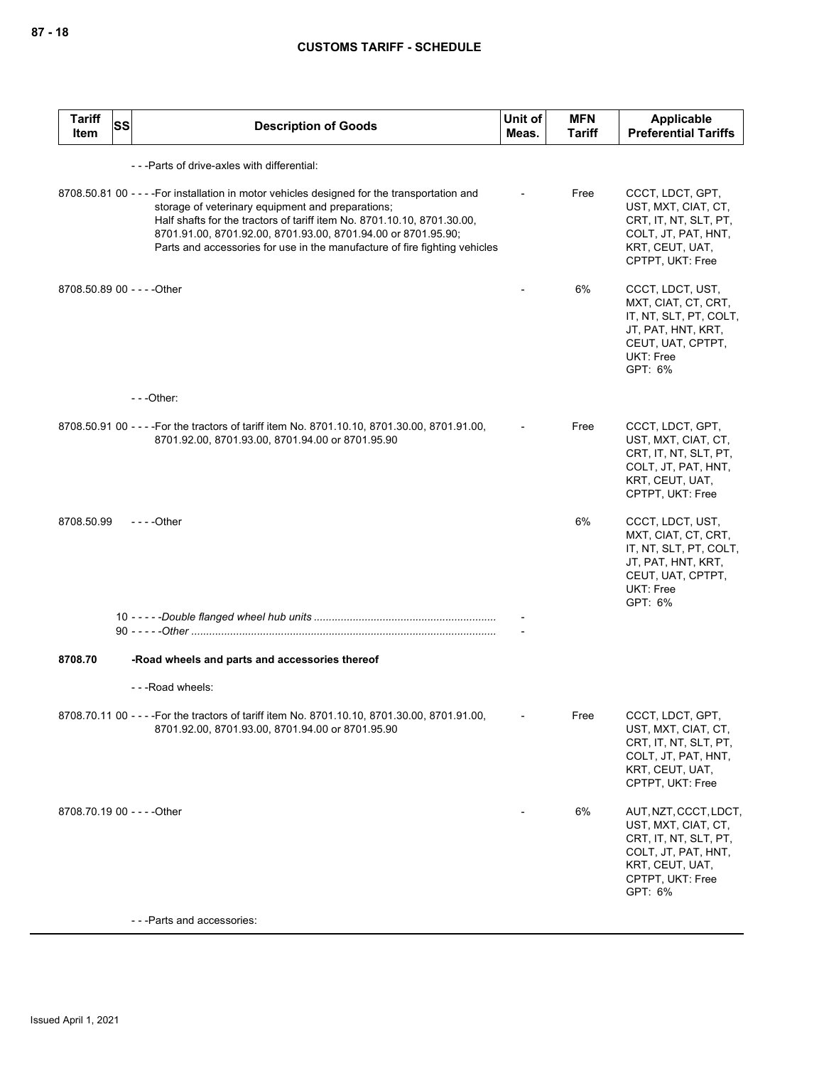| Tariff Item | SS | Description of Goods | Unit of Meas. | MFN Tariff | Applicable Preferential Tariffs |
|---|---|---|---|---|---|
| | | - - -Parts of drive-axles with differential: | | | |
| 8708.50.81 | 00 | - - - -For installation in motor vehicles designed for the transportation and storage of veterinary equipment and preparations;<br>Half shafts for the tractors of tariff item No. 8701.10.10, 8701.30.00, 8701.91.00, 8701.92.00, 8701.93.00, 8701.94.00 or 8701.95.90;<br>Parts and accessories for use in the manufacture of fire fighting vehicles | - | Free | CCCT, LDCT, GPT, UST, MXT, CIAT, CT, CRT, IT, NT, SLT, PT, COLT, JT, PAT, HNT, KRT, CEUT, UAT, CPTPT, UKT: Free |
| 8708.50.89 | 00 | - - - -Other | - | 6% | CCCT, LDCT, UST, MXT, CIAT, CT, CRT, IT, NT, SLT, PT, COLT, JT, PAT, HNT, KRT, CEUT, UAT, CPTPT, UKT: Free<br>GPT: 6% |
| | | - - -Other: | | | |
| 8708.50.91 | 00 | - - - -For the tractors of tariff item No. 8701.10.10, 8701.30.00, 8701.91.00, 8701.92.00, 8701.93.00, 8701.94.00 or 8701.95.90 | - | Free | CCCT, LDCT, GPT, UST, MXT, CIAT, CT, CRT, IT, NT, SLT, PT, COLT, JT, PAT, HNT, KRT, CEUT, UAT, CPTPT, UKT: Free |
| 8708.50.99 | | - - - -Other | | 6% | CCCT, LDCT, UST, MXT, CIAT, CT, CRT, IT, NT, SLT, PT, COLT, JT, PAT, HNT, KRT, CEUT, UAT, CPTPT, UKT: Free<br>GPT: 6% |
| | 10 | - - - - -*Double flanged wheel hub units* | - | | |
| | 90 | - - - - -*Other* | - | | |
| **8708.70** | | **-Road wheels and parts and accessories thereof** | | | |
| | | - - -Road wheels: | | | |
| 8708.70.11 | 00 | - - - -For the tractors of tariff item No. 8701.10.10, 8701.30.00, 8701.91.00, 8701.92.00, 8701.93.00, 8701.94.00 or 8701.95.90 | - | Free | CCCT, LDCT, GPT, UST, MXT, CIAT, CT, CRT, IT, NT, SLT, PT, COLT, JT, PAT, HNT, KRT, CEUT, UAT, CPTPT, UKT: Free |
| 8708.70.19 | 00 | - - - -Other | - | 6% | AUT, NZT, CCCT, LDCT, UST, MXT, CIAT, CT, CRT, IT, NT, SLT, PT, COLT, JT, PAT, HNT, KRT, CEUT, UAT, CPTPT, UKT: Free<br>GPT: 6% |
| | | - - -Parts and accessories: | | | |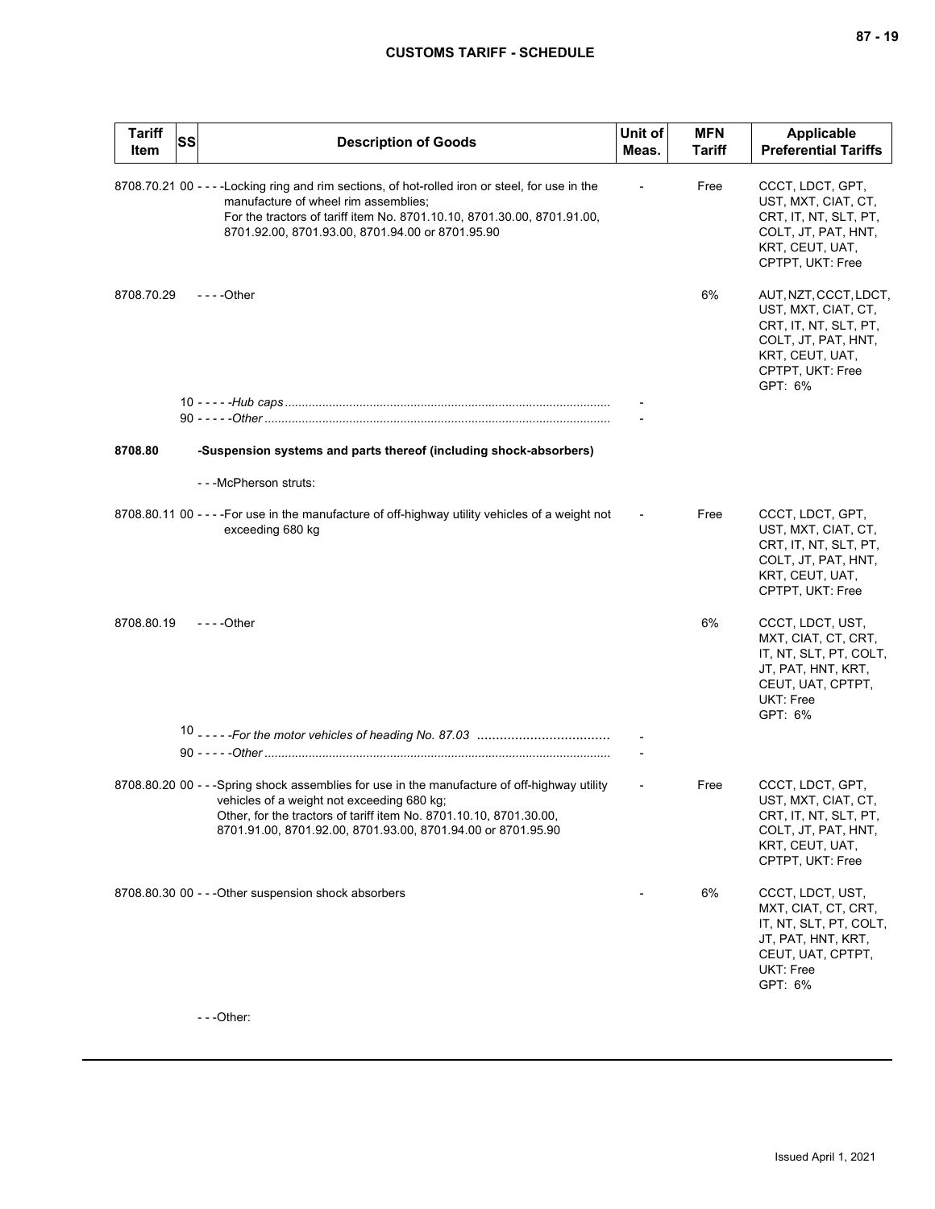| Tariff Item | SS | Description of Goods | Unit of Meas. | MFN Tariff | Applicable Preferential Tariffs |
|---|---|---|---|---|---|
| 8708.70.21 | 00 | - - - -Locking ring and rim sections, of hot-rolled iron or steel, for use in the manufacture of wheel rim assemblies;<br>For the tractors of tariff item No. 8701.10.10, 8701.30.00, 8701.91.00, 8701.92.00, 8701.93.00, 8701.94.00 or 8701.95.90 | - | Free | CCCT, LDCT, GPT, UST, MXT, CIAT, CT, CRT, IT, NT, SLT, PT, COLT, JT, PAT, HNT, KRT, CEUT, UAT, CPTPT, UKT: Free |
| 8708.70.29 | | - - - -Other | | 6% | AUT, NZT, CCCT, LDCT, UST, MXT, CIAT, CT, CRT, IT, NT, SLT, PT, COLT, JT, PAT, HNT, KRT, CEUT, UAT, CPTPT, UKT: Free<br>GPT: 6% |
| | 10 | - - - - -*Hub caps* | - | | |
| | 90 | - - - - -*Other* | - | | |
| **8708.80** | | **-Suspension systems and parts thereof (including shock-absorbers)** | | | |
| | | - - -McPherson struts: | | | |
| 8708.80.11 | 00 | - - - -For use in the manufacture of off-highway utility vehicles of a weight not exceeding 680 kg | - | Free | CCCT, LDCT, GPT, UST, MXT, CIAT, CT, CRT, IT, NT, SLT, PT, COLT, JT, PAT, HNT, KRT, CEUT, UAT, CPTPT, UKT: Free |
| 8708.80.19 | | - - - -Other | | 6% | CCCT, LDCT, UST, MXT, CIAT, CT, CRT, IT, NT, SLT, PT, COLT, JT, PAT, HNT, KRT, CEUT, UAT, CPTPT, UKT: Free<br>GPT: 6% |
| | 10 | - - - - -*For the motor vehicles of heading No. 87.03* | - | | |
| | 90 | - - - - -*Other* | - | | |
| 8708.80.20 | 00 | - - -Spring shock assemblies for use in the manufacture of off-highway utility vehicles of a weight not exceeding 680 kg;<br>Other, for the tractors of tariff item No. 8701.10.10, 8701.30.00, 8701.91.00, 8701.92.00, 8701.93.00, 8701.94.00 or 8701.95.90 | - | Free | CCCT, LDCT, GPT, UST, MXT, CIAT, CT, CRT, IT, NT, SLT, PT, COLT, JT, PAT, HNT, KRT, CEUT, UAT, CPTPT, UKT: Free |
| 8708.80.30 | 00 | - - -Other suspension shock absorbers | - | 6% | CCCT, LDCT, UST, MXT, CIAT, CT, CRT, IT, NT, SLT, PT, COLT, JT, PAT, HNT, KRT, CEUT, UAT, CPTPT, UKT: Free<br>GPT: 6% |
| | | - - -Other: | | | |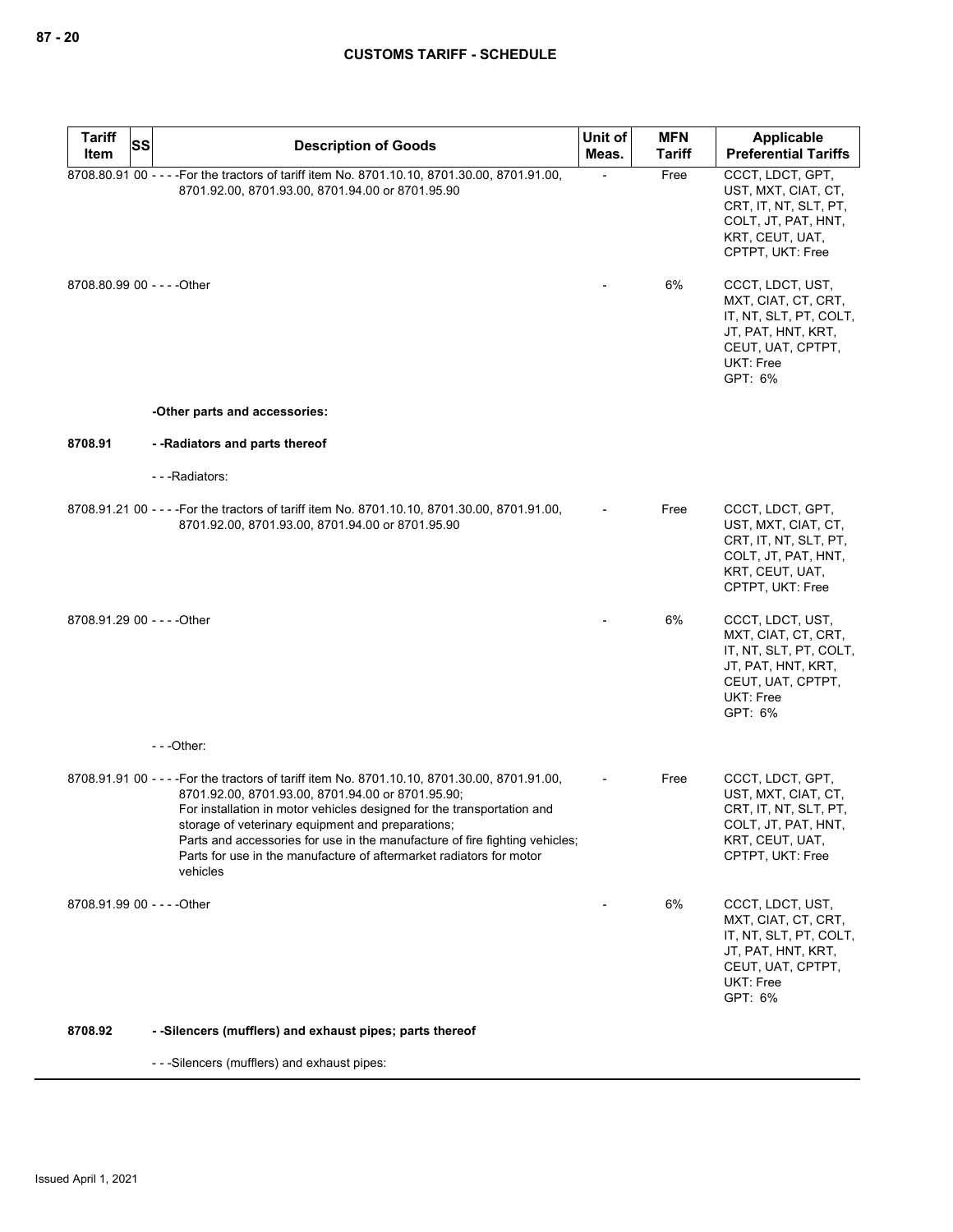| Tariff Item | SS | Description of Goods | Unit of Meas. | MFN Tariff | Applicable Preferential Tariffs |
|---|---|---|---|---|---|
| 8708.80.91 | 00 | - - - -For the tractors of tariff item No. 8701.10.10, 8701.30.00, 8701.91.00, 8701.92.00, 8701.93.00, 8701.94.00 or 8701.95.90 | - | Free | CCCT, LDCT, GPT, UST, MXT, CIAT, CT, CRT, IT, NT, SLT, PT, COLT, JT, PAT, HNT, KRT, CEUT, UAT, CPTPT, UKT: Free |
| 8708.80.99 | 00 | - - - -Other | - | 6% | CCCT, LDCT, UST, MXT, CIAT, CT, CRT, IT, NT, SLT, PT, COLT, JT, PAT, HNT, KRT, CEUT, UAT, CPTPT, UKT: Free<br>GPT: 6% |
| | | **-Other parts and accessories:** | | | |
| **8708.91** | | **- -Radiators and parts thereof** | | | |
| | | - - -Radiators: | | | |
| 8708.91.21 | 00 | - - - -For the tractors of tariff item No. 8701.10.10, 8701.30.00, 8701.91.00, 8701.92.00, 8701.93.00, 8701.94.00 or 8701.95.90 | - | Free | CCCT, LDCT, GPT, UST, MXT, CIAT, CT, CRT, IT, NT, SLT, PT, COLT, JT, PAT, HNT, KRT, CEUT, UAT, CPTPT, UKT: Free |
| 8708.91.29 | 00 | - - - -Other | - | 6% | CCCT, LDCT, UST, MXT, CIAT, CT, CRT, IT, NT, SLT, PT, COLT, JT, PAT, HNT, KRT, CEUT, UAT, CPTPT, UKT: Free<br>GPT: 6% |
| | | - - -Other: | | | |
| 8708.91.91 | 00 | - - - -For the tractors of tariff item No. 8701.10.10, 8701.30.00, 8701.91.00, 8701.92.00, 8701.93.00, 8701.94.00 or 8701.95.90;<br>For installation in motor vehicles designed for the transportation and storage of veterinary equipment and preparations;<br>Parts and accessories for use in the manufacture of fire fighting vehicles;<br>Parts for use in the manufacture of aftermarket radiators for motor vehicles | - | Free | CCCT, LDCT, GPT, UST, MXT, CIAT, CT, CRT, IT, NT, SLT, PT, COLT, JT, PAT, HNT, KRT, CEUT, UAT, CPTPT, UKT: Free |
| 8708.91.99 | 00 | - - - -Other | - | 6% | CCCT, LDCT, UST, MXT, CIAT, CT, CRT, IT, NT, SLT, PT, COLT, JT, PAT, HNT, KRT, CEUT, UAT, CPTPT, UKT: Free<br>GPT: 6% |
| **8708.92** | | **- -Silencers (mufflers) and exhaust pipes; parts thereof** | | | |
| | | - - -Silencers (mufflers) and exhaust pipes: | | | |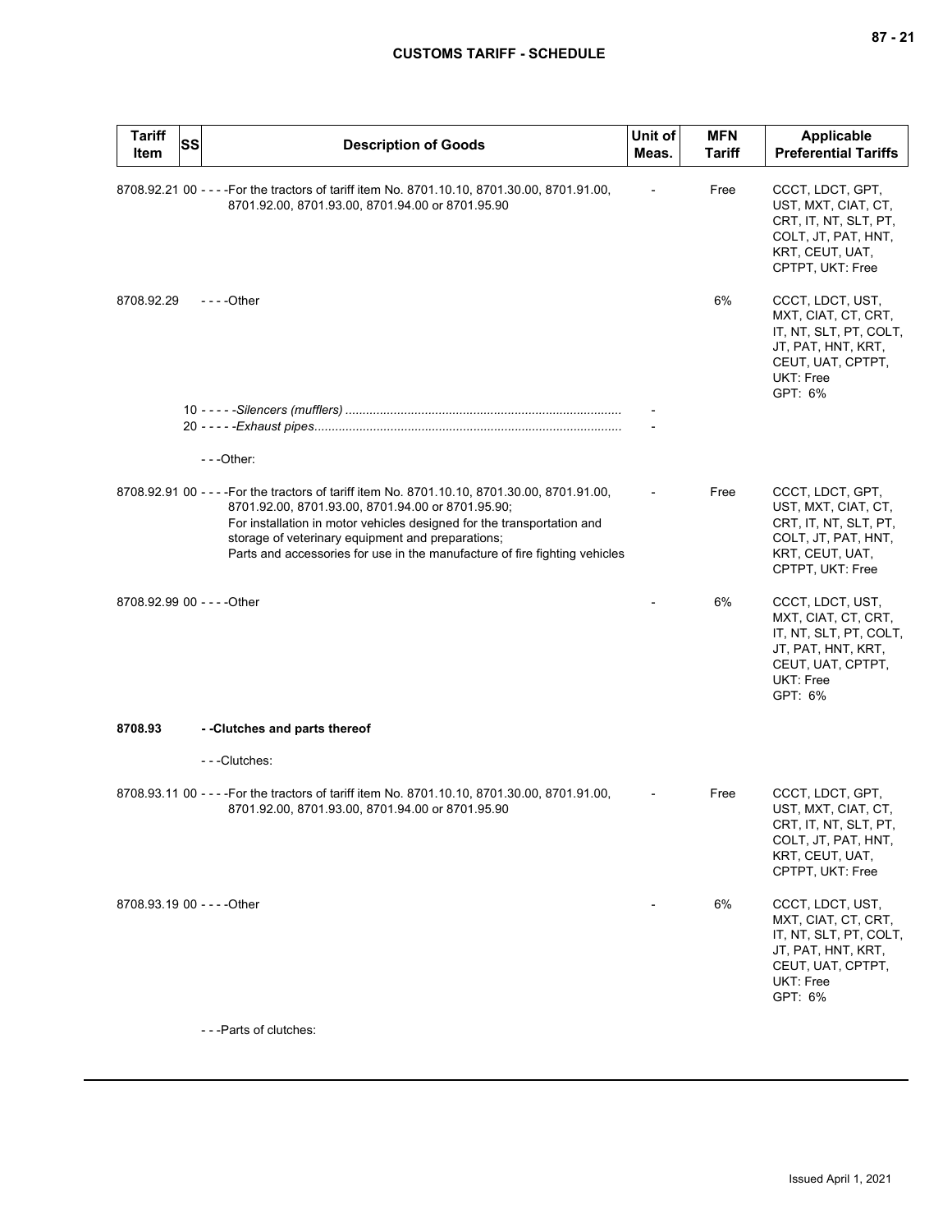| Tariff Item | SS | Description of Goods | Unit of Meas. | MFN Tariff | Applicable Preferential Tariffs |
|---|---|---|---|---|---|
| 8708.92.21 | 00 | - - - -For the tractors of tariff item No. 8701.10.10, 8701.30.00, 8701.91.00, 8701.92.00, 8701.93.00, 8701.94.00 or 8701.95.90 | - | Free | CCCT, LDCT, GPT, UST, MXT, CIAT, CT, CRT, IT, NT, SLT, PT, COLT, JT, PAT, HNT, KRT, CEUT, UAT, CPTPT, UKT: Free |
| 8708.92.29 | | - - - -Other | | 6% | CCCT, LDCT, UST, MXT, CIAT, CT, CRT, IT, NT, SLT, PT, COLT, JT, PAT, HNT, KRT, CEUT, UAT, CPTPT, UKT: Free GPT: 6% |
| | 10 | - - - - -*Silencers (mufflers)* | - | | |
| | 20 | - - - - -*Exhaust pipes* | - | | |
| | | - - -Other: | | | |
| 8708.92.91 | 00 | - - - -For the tractors of tariff item No. 8701.10.10, 8701.30.00, 8701.91.00, 8701.92.00, 8701.93.00, 8701.94.00 or 8701.95.90; For installation in motor vehicles designed for the transportation and storage of veterinary equipment and preparations; Parts and accessories for use in the manufacture of fire fighting vehicles | - | Free | CCCT, LDCT, GPT, UST, MXT, CIAT, CT, CRT, IT, NT, SLT, PT, COLT, JT, PAT, HNT, KRT, CEUT, UAT, CPTPT, UKT: Free |
| 8708.92.99 | 00 | - - - -Other | - | 6% | CCCT, LDCT, UST, MXT, CIAT, CT, CRT, IT, NT, SLT, PT, COLT, JT, PAT, HNT, KRT, CEUT, UAT, CPTPT, UKT: Free GPT: 6% |
| **8708.93** | | **- -Clutches and parts thereof** | | | |
| | | - - -Clutches: | | | |
| 8708.93.11 | 00 | - - - -For the tractors of tariff item No. 8701.10.10, 8701.30.00, 8701.91.00, 8701.92.00, 8701.93.00, 8701.94.00 or 8701.95.90 | - | Free | CCCT, LDCT, GPT, UST, MXT, CIAT, CT, CRT, IT, NT, SLT, PT, COLT, JT, PAT, HNT, KRT, CEUT, UAT, CPTPT, UKT: Free |
| 8708.93.19 | 00 | - - - -Other | - | 6% | CCCT, LDCT, UST, MXT, CIAT, CT, CRT, IT, NT, SLT, PT, COLT, JT, PAT, HNT, KRT, CEUT, UAT, CPTPT, UKT: Free GPT: 6% |
| | | - - -Parts of clutches: | | | |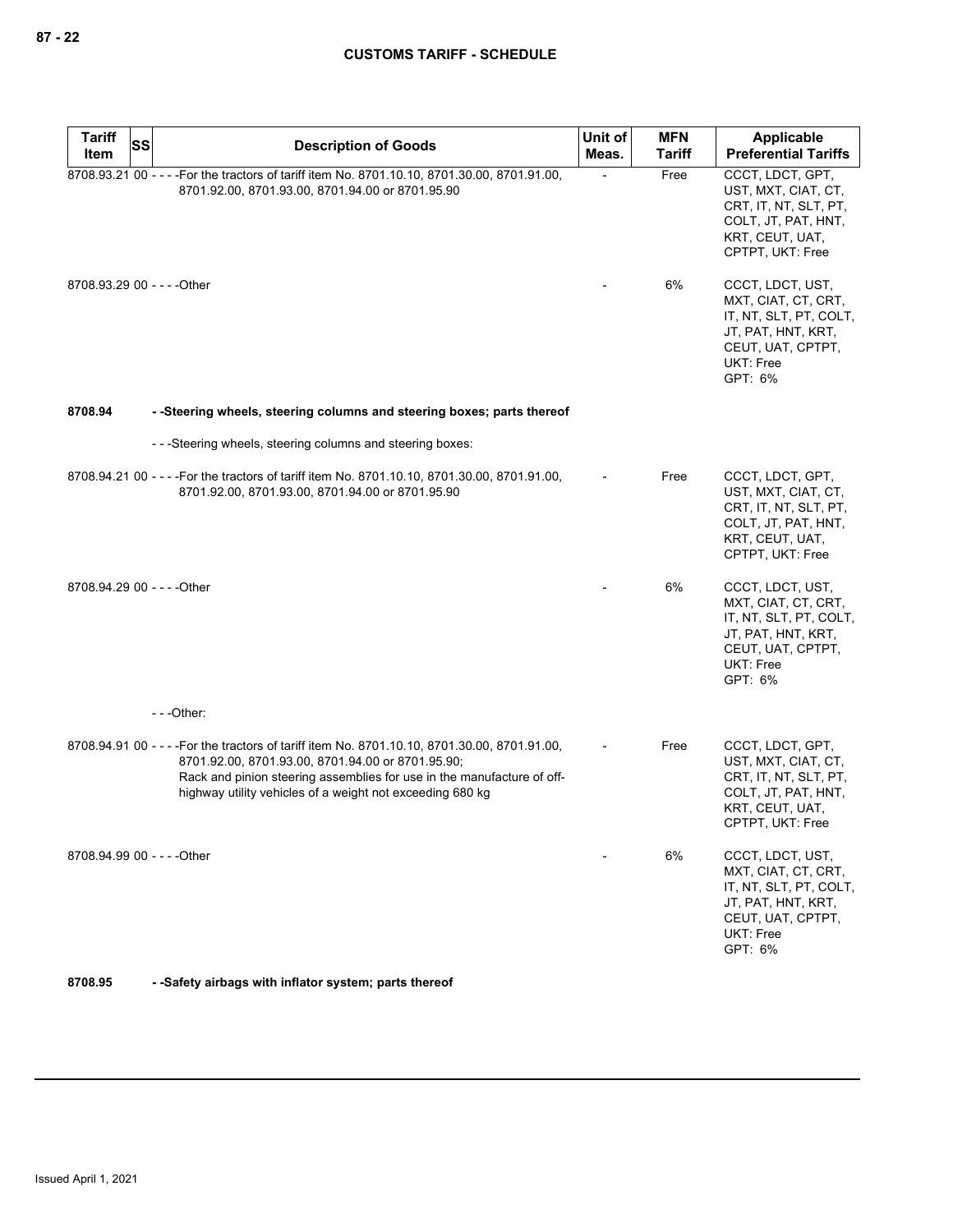| Tariff Item | SS | Description of Goods | Unit of Meas. | MFN Tariff | Applicable Preferential Tariffs |
|---|---|---|---|---|---|
| 8708.93.21 | 00 | - - - -For the tractors of tariff item No. 8701.10.10, 8701.30.00, 8701.91.00, 8701.92.00, 8701.93.00, 8701.94.00 or 8701.95.90 | - | Free | CCCT, LDCT, GPT, UST, MXT, CIAT, CT, CRT, IT, NT, SLT, PT, COLT, JT, PAT, HNT, KRT, CEUT, UAT, CPTPT, UKT: Free |
| 8708.93.29 | 00 | - - - -Other | - | 6% | CCCT, LDCT, UST, MXT, CIAT, CT, CRT, IT, NT, SLT, PT, COLT, JT, PAT, HNT, KRT, CEUT, UAT, CPTPT, UKT: Free<br>GPT: 6% |
| **8708.94** | | **- -Steering wheels, steering columns and steering boxes; parts thereof** | | | |
| | | - - -Steering wheels, steering columns and steering boxes: | | | |
| 8708.94.21 | 00 | - - - -For the tractors of tariff item No. 8701.10.10, 8701.30.00, 8701.91.00, 8701.92.00, 8701.93.00, 8701.94.00 or 8701.95.90 | - | Free | CCCT, LDCT, GPT, UST, MXT, CIAT, CT, CRT, IT, NT, SLT, PT, COLT, JT, PAT, HNT, KRT, CEUT, UAT, CPTPT, UKT: Free |
| 8708.94.29 | 00 | - - - -Other | - | 6% | CCCT, LDCT, UST, MXT, CIAT, CT, CRT, IT, NT, SLT, PT, COLT, JT, PAT, HNT, KRT, CEUT, UAT, CPTPT, UKT: Free<br>GPT: 6% |
| | | - - -Other: | | | |
| 8708.94.91 | 00 | - - - -For the tractors of tariff item No. 8701.10.10, 8701.30.00, 8701.91.00, 8701.92.00, 8701.93.00, 8701.94.00 or 8701.95.90;<br>Rack and pinion steering assemblies for use in the manufacture of off-highway utility vehicles of a weight not exceeding 680 kg | - | Free | CCCT, LDCT, GPT, UST, MXT, CIAT, CT, CRT, IT, NT, SLT, PT, COLT, JT, PAT, HNT, KRT, CEUT, UAT, CPTPT, UKT: Free |
| 8708.94.99 | 00 | - - - -Other | - | 6% | CCCT, LDCT, UST, MXT, CIAT, CT, CRT, IT, NT, SLT, PT, COLT, JT, PAT, HNT, KRT, CEUT, UAT, CPTPT, UKT: Free<br>GPT: 6% |
| **8708.95** | | **- -Safety airbags with inflator system; parts thereof** | | | |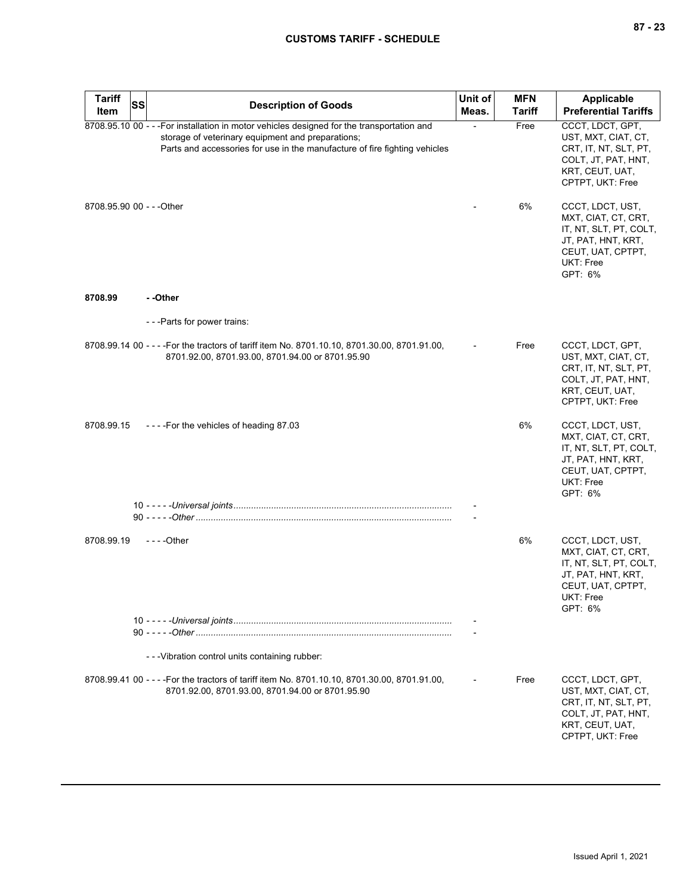| Tariff Item | SS | Description of Goods | Unit of Meas. | MFN Tariff | Applicable Preferential Tariffs |
|---|---|---|---|---|---|
| 8708.95.10 | 00 | - - -For installation in motor vehicles designed for the transportation and storage of veterinary equipment and preparations; Parts and accessories for use in the manufacture of fire fighting vehicles | - | Free | CCCT, LDCT, GPT, UST, MXT, CIAT, CT, CRT, IT, NT, SLT, PT, COLT, JT, PAT, HNT, KRT, CEUT, UAT, CPTPT, UKT: Free |
| 8708.95.90 | 00 | - - -Other | - | 6% | CCCT, LDCT, UST, MXT, CIAT, CT, CRT, IT, NT, SLT, PT, COLT, JT, PAT, HNT, KRT, CEUT, UAT, CPTPT, UKT: Free GPT: 6% |
| **8708.99** | | **- -Other** | | | |
| | | - - -Parts for power trains: | | | |
| 8708.99.14 | 00 | - - - -For the tractors of tariff item No. 8701.10.10, 8701.30.00, 8701.91.00, 8701.92.00, 8701.93.00, 8701.94.00 or 8701.95.90 | - | Free | CCCT, LDCT, GPT, UST, MXT, CIAT, CT, CRT, IT, NT, SLT, PT, COLT, JT, PAT, HNT, KRT, CEUT, UAT, CPTPT, UKT: Free |
| 8708.99.15 | | - - - -For the vehicles of heading 87.03 | | 6% | CCCT, LDCT, UST, MXT, CIAT, CT, CRT, IT, NT, SLT, PT, COLT, JT, PAT, HNT, KRT, CEUT, UAT, CPTPT, UKT: Free GPT: 6% |
| | 10 | - - - - -*Universal joints* | - | | |
| | 90 | - - - - -*Other* | - | | |
| 8708.99.19 | | - - - -Other | | 6% | CCCT, LDCT, UST, MXT, CIAT, CT, CRT, IT, NT, SLT, PT, COLT, JT, PAT, HNT, KRT, CEUT, UAT, CPTPT, UKT: Free GPT: 6% |
| | 10 | - - - - -*Universal joints* | - | | |
| | 90 | - - - - -*Other* | - | | |
| | | - - -Vibration control units containing rubber: | | | |
| 8708.99.41 | 00 | - - - -For the tractors of tariff item No. 8701.10.10, 8701.30.00, 8701.91.00, 8701.92.00, 8701.93.00, 8701.94.00 or 8701.95.90 | - | Free | CCCT, LDCT, GPT, UST, MXT, CIAT, CT, CRT, IT, NT, SLT, PT, COLT, JT, PAT, HNT, KRT, CEUT, UAT, CPTPT, UKT: Free |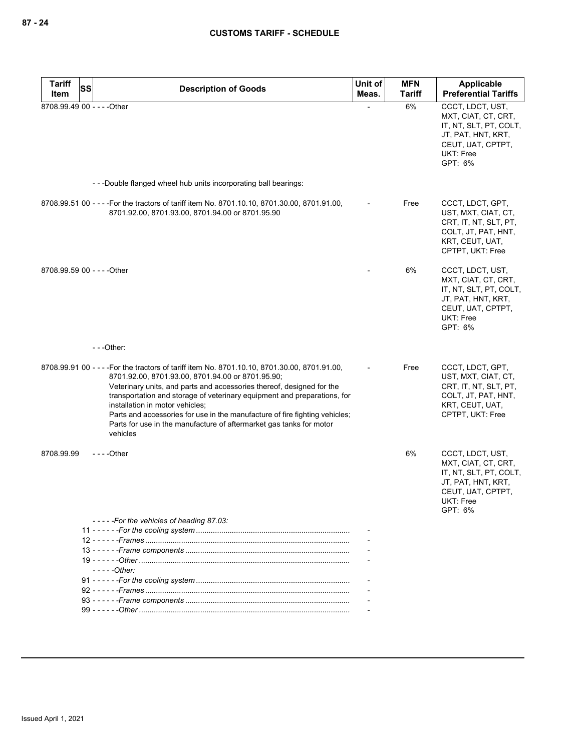| Tariff Item | SS | Description of Goods | Unit of Meas. | MFN Tariff | Applicable Preferential Tariffs |
|---|---|---|---|---|---|
| 8708.99.49 | 00 | - - - -Other | - | 6% | CCCT, LDCT, UST, MXT, CIAT, CT, CRT, IT, NT, SLT, PT, COLT, JT, PAT, HNT, KRT, CEUT, UAT, CPTPT, UKT: Free<br>GPT: 6% |
| | | - - -Double flanged wheel hub units incorporating ball bearings: | | | |
| 8708.99.51 | 00 | - - - -For the tractors of tariff item No. 8701.10.10, 8701.30.00, 8701.91.00, 8701.92.00, 8701.93.00, 8701.94.00 or 8701.95.90 | - | Free | CCCT, LDCT, GPT, UST, MXT, CIAT, CT, CRT, IT, NT, SLT, PT, COLT, JT, PAT, HNT, KRT, CEUT, UAT, CPTPT, UKT: Free |
| 8708.99.59 | 00 | - - - -Other | - | 6% | CCCT, LDCT, UST, MXT, CIAT, CT, CRT, IT, NT, SLT, PT, COLT, JT, PAT, HNT, KRT, CEUT, UAT, CPTPT, UKT: Free<br>GPT: 6% |
| | | - - -Other: | | | |
| 8708.99.91 | 00 | - - - -For the tractors of tariff item No. 8701.10.10, 8701.30.00, 8701.91.00, 8701.92.00, 8701.93.00, 8701.94.00 or 8701.95.90;<br>Veterinary units, and parts and accessories thereof, designed for the transportation and storage of veterinary equipment and preparations, for installation in motor vehicles;<br>Parts and accessories for use in the manufacture of fire fighting vehicles;<br>Parts for use in the manufacture of aftermarket gas tanks for motor vehicles | - | Free | CCCT, LDCT, GPT, UST, MXT, CIAT, CT, CRT, IT, NT, SLT, PT, COLT, JT, PAT, HNT, KRT, CEUT, UAT, CPTPT, UKT: Free |
| 8708.99.99 | | - - - -Other | | 6% | CCCT, LDCT, UST, MXT, CIAT, CT, CRT, IT, NT, SLT, PT, COLT, JT, PAT, HNT, KRT, CEUT, UAT, CPTPT, UKT: Free<br>GPT: 6% |
| | | - - - - -*For the vehicles of heading 87.03:* | | | |
| | 11 | - - - - - -*For the cooling system* | - | | |
| | 12 | - - - - - -*Frames* | - | | |
| | 13 | - - - - - -*Frame components* | - | | |
| | 19 | - - - - - -*Other* | - | | |
| | | - - - - -*Other:* | | | |
| | 91 | - - - - - -*For the cooling system* | - | | |
| | 92 | - - - - - -*Frames* | - | | |
| | 93 | - - - - - -*Frame components* | - | | |
| | 99 | - - - - - -*Other* | - | | |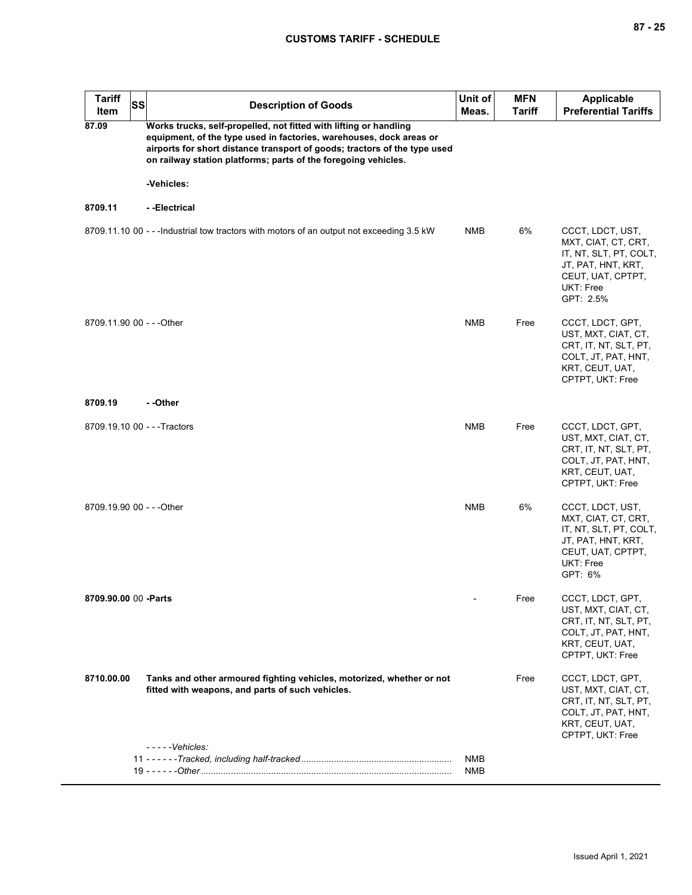| Tariff Item | SS | Description of Goods | Unit of Meas. | MFN Tariff | Applicable Preferential Tariffs |
|---|---|---|---|---|---|
| **87.09** | | **Works trucks, self-propelled, not fitted with lifting or handling equipment, of the type used in factories, warehouses, dock areas or airports for short distance transport of goods; tractors of the type used on railway station platforms; parts of the foregoing vehicles.** | | | |
| | | **-Vehicles:** | | | |
| **8709.11** | | **- -Electrical** | | | |
| 8709.11.10 | 00 | - - -Industrial tow tractors with motors of an output not exceeding 3.5 kW | NMB | 6% | CCCT, LDCT, UST, MXT, CIAT, CT, CRT, IT, NT, SLT, PT, COLT, JT, PAT, HNT, KRT, CEUT, UAT, CPTPT, UKT: Free<br>GPT: 2.5% |
| 8709.11.90 | 00 | - - -Other | NMB | Free | CCCT, LDCT, GPT, UST, MXT, CIAT, CT, CRT, IT, NT, SLT, PT, COLT, JT, PAT, HNT, KRT, CEUT, UAT, CPTPT, UKT: Free |
| **8709.19** | | **- -Other** | | | |
| 8709.19.10 | 00 | - - -Tractors | NMB | Free | CCCT, LDCT, GPT, UST, MXT, CIAT, CT, CRT, IT, NT, SLT, PT, COLT, JT, PAT, HNT, KRT, CEUT, UAT, CPTPT, UKT: Free |
| 8709.19.90 | 00 | - - -Other | NMB | 6% | CCCT, LDCT, UST, MXT, CIAT, CT, CRT, IT, NT, SLT, PT, COLT, JT, PAT, HNT, KRT, CEUT, UAT, CPTPT, UKT: Free<br>GPT: 6% |
| **8709.90.00** | 00 | **-Parts** | - | Free | CCCT, LDCT, GPT, UST, MXT, CIAT, CT, CRT, IT, NT, SLT, PT, COLT, JT, PAT, HNT, KRT, CEUT, UAT, CPTPT, UKT: Free |
| **8710.00.00** | | **Tanks and other armoured fighting vehicles, motorized, whether or not fitted with weapons, and parts of such vehicles.** | | Free | CCCT, LDCT, GPT, UST, MXT, CIAT, CT, CRT, IT, NT, SLT, PT, COLT, JT, PAT, HNT, KRT, CEUT, UAT, CPTPT, UKT: Free |
| | | *- - - - -Vehicles:* | | | |
| | 11 | *- - - - - -Tracked, including half-tracked* | NMB | | |
| | 19 | *- - - - - -Other* | NMB | | |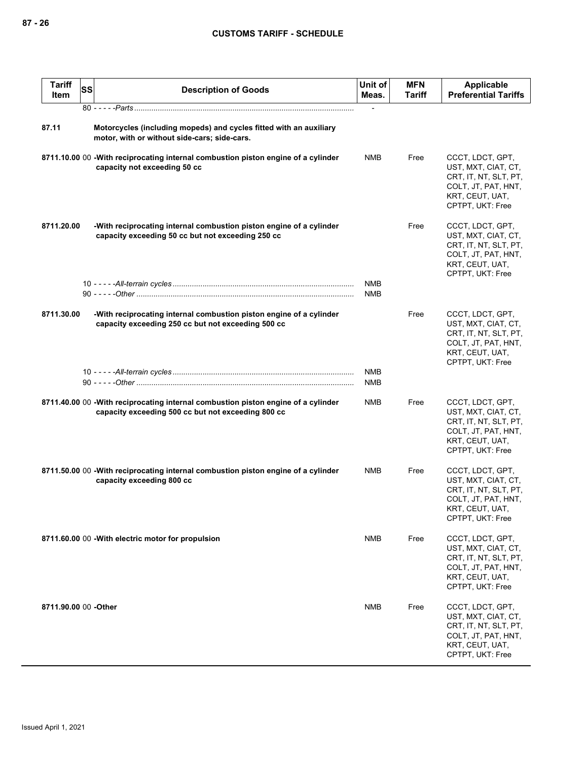| Tariff Item | SS | Description of Goods | Unit of Meas. | MFN Tariff | Applicable Preferential Tariffs |
|---|---|---|---|---|---|
| | | 80 - - - - -*Parts* | - | | |
| 87.11 | | **Motorcycles (including mopeds) and cycles fitted with an auxiliary motor, with or without side-cars; side-cars.** | | | |
| 8711.10.00 | 00 | **-With reciprocating internal combustion piston engine of a cylinder capacity not exceeding 50 cc** | NMB | Free | CCCT, LDCT, GPT, UST, MXT, CIAT, CT, CRT, IT, NT, SLT, PT, COLT, JT, PAT, HNT, KRT, CEUT, UAT, CPTPT, UKT: Free |
| 8711.20.00 | | **-With reciprocating internal combustion piston engine of a cylinder capacity exceeding 50 cc but not exceeding 250 cc** | | Free | CCCT, LDCT, GPT, UST, MXT, CIAT, CT, CRT, IT, NT, SLT, PT, COLT, JT, PAT, HNT, KRT, CEUT, UAT, CPTPT, UKT: Free |
| | | 10 - - - - -*All-terrain cycles* | NMB | | |
| | | 90 - - - - -*Other* | NMB | | |
| 8711.30.00 | | **-With reciprocating internal combustion piston engine of a cylinder capacity exceeding 250 cc but not exceeding 500 cc** | | Free | CCCT, LDCT, GPT, UST, MXT, CIAT, CT, CRT, IT, NT, SLT, PT, COLT, JT, PAT, HNT, KRT, CEUT, UAT, CPTPT, UKT: Free |
| | | 10 - - - - -*All-terrain cycles* | NMB | | |
| | | 90 - - - - -*Other* | NMB | | |
| 8711.40.00 | 00 | **-With reciprocating internal combustion piston engine of a cylinder capacity exceeding 500 cc but not exceeding 800 cc** | NMB | Free | CCCT, LDCT, GPT, UST, MXT, CIAT, CT, CRT, IT, NT, SLT, PT, COLT, JT, PAT, HNT, KRT, CEUT, UAT, CPTPT, UKT: Free |
| 8711.50.00 | 00 | **-With reciprocating internal combustion piston engine of a cylinder capacity exceeding 800 cc** | NMB | Free | CCCT, LDCT, GPT, UST, MXT, CIAT, CT, CRT, IT, NT, SLT, PT, COLT, JT, PAT, HNT, KRT, CEUT, UAT, CPTPT, UKT: Free |
| 8711.60.00 | 00 | **-With electric motor for propulsion** | NMB | Free | CCCT, LDCT, GPT, UST, MXT, CIAT, CT, CRT, IT, NT, SLT, PT, COLT, JT, PAT, HNT, KRT, CEUT, UAT, CPTPT, UKT: Free |
| 8711.90.00 | 00 | **-Other** | NMB | Free | CCCT, LDCT, GPT, UST, MXT, CIAT, CT, CRT, IT, NT, SLT, PT, COLT, JT, PAT, HNT, KRT, CEUT, UAT, CPTPT, UKT: Free |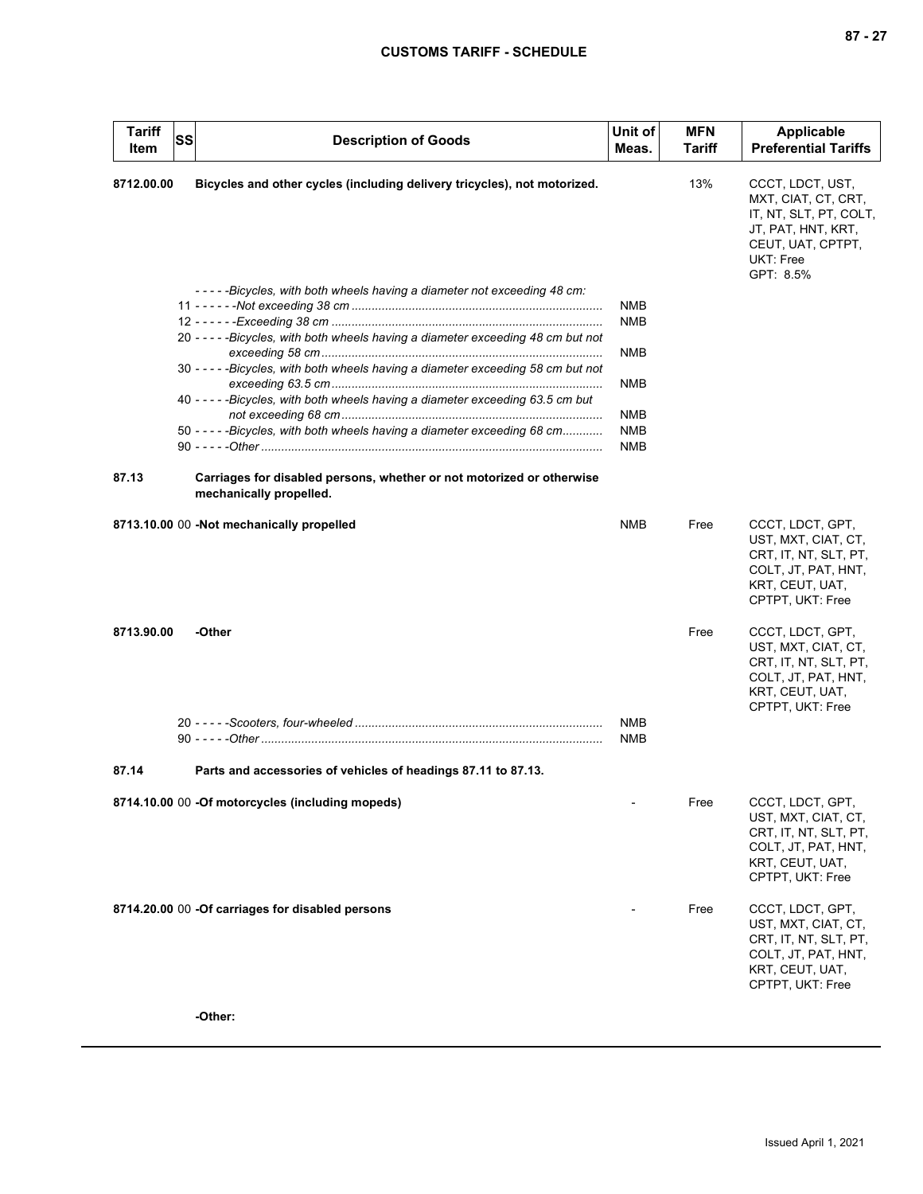| Tariff Item | SS | Description of Goods | Unit of Meas. | MFN Tariff | Applicable Preferential Tariffs |
|---|---|---|---|---|---|
| 8712.00.00 | | **Bicycles and other cycles (including delivery tricycles), not motorized.** | | 13% | CCCT, LDCT, UST, MXT, CIAT, CT, CRT, IT, NT, SLT, PT, COLT, JT, PAT, HNT, KRT, CEUT, UAT, CPTPT, UKT: Free<br>GPT: 8.5% |
| | | *-----Bicycles, with both wheels having a diameter not exceeding 48 cm:* | | | |
| | 11 | *------Not exceeding 38 cm* | NMB | | |
| | 12 | *------Exceeding 38 cm* | NMB | | |
| | 20 | *-----Bicycles, with both wheels having a diameter exceeding 48 cm but not exceeding 58 cm* | NMB | | |
| | 30 | *-----Bicycles, with both wheels having a diameter exceeding 58 cm but not exceeding 63.5 cm* | NMB | | |
| | 40 | *-----Bicycles, with both wheels having a diameter exceeding 63.5 cm but not exceeding 68 cm* | NMB | | |
| | 50 | *-----Bicycles, with both wheels having a diameter exceeding 68 cm* | NMB | | |
| | 90 | *-----Other* | NMB | | |
| 87.13 | | **Carriages for disabled persons, whether or not motorized or otherwise mechanically propelled.** | | | |
| 8713.10.00 | 00 | **-Not mechanically propelled** | NMB | Free | CCCT, LDCT, GPT, UST, MXT, CIAT, CT, CRT, IT, NT, SLT, PT, COLT, JT, PAT, HNT, KRT, CEUT, UAT, CPTPT, UKT: Free |
| 8713.90.00 | | **-Other** | | Free | CCCT, LDCT, GPT, UST, MXT, CIAT, CT, CRT, IT, NT, SLT, PT, COLT, JT, PAT, HNT, KRT, CEUT, UAT, CPTPT, UKT: Free |
| | 20 | *-----Scooters, four-wheeled* | NMB | | |
| | 90 | *-----Other* | NMB | | |
| 87.14 | | **Parts and accessories of vehicles of headings 87.11 to 87.13.** | | | |
| 8714.10.00 | 00 | **-Of motorcycles (including mopeds)** | - | Free | CCCT, LDCT, GPT, UST, MXT, CIAT, CT, CRT, IT, NT, SLT, PT, COLT, JT, PAT, HNT, KRT, CEUT, UAT, CPTPT, UKT: Free |
| 8714.20.00 | 00 | **-Of carriages for disabled persons** | - | Free | CCCT, LDCT, GPT, UST, MXT, CIAT, CT, CRT, IT, NT, SLT, PT, COLT, JT, PAT, HNT, KRT, CEUT, UAT, CPTPT, UKT: Free |
| | | **-Other:** | | | |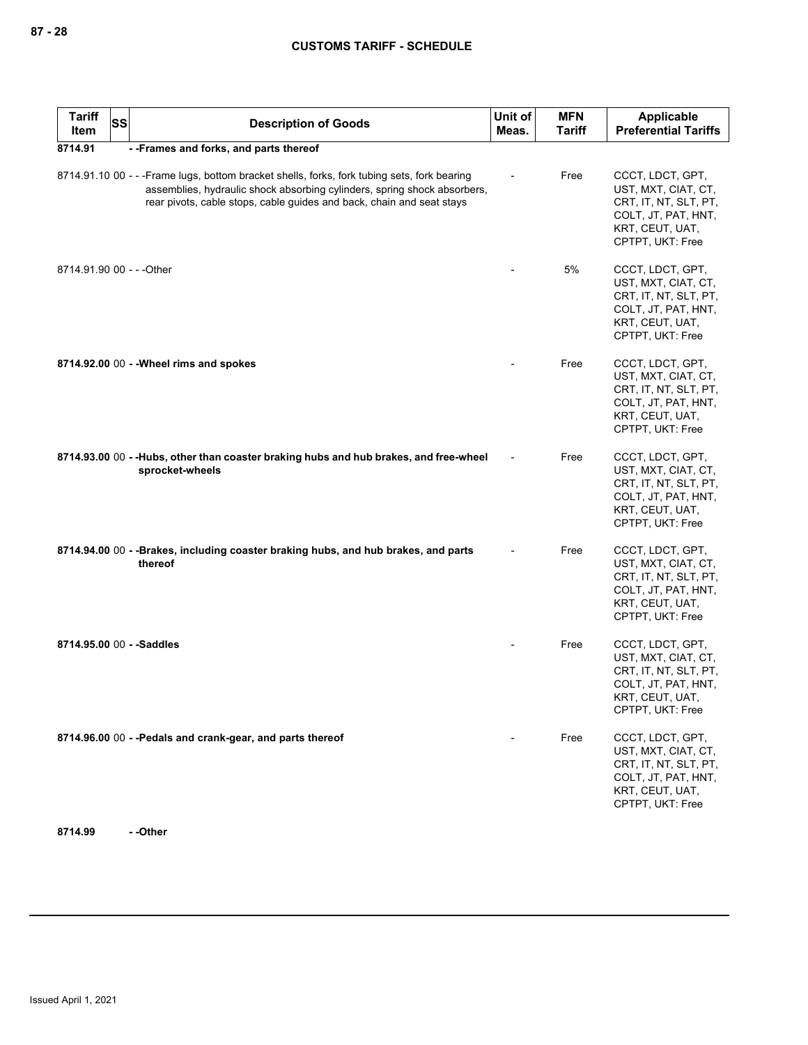| Tariff Item | SS | Description of Goods | Unit of Meas. | MFN Tariff | Applicable Preferential Tariffs |
|---|---|---|---|---|---|
| **8714.91** | | **- -Frames and forks, and parts thereof** | | | |
| 8714.91.10 | 00 | - - -Frame lugs, bottom bracket shells, forks, fork tubing sets, fork bearing assemblies, hydraulic shock absorbing cylinders, spring shock absorbers, rear pivots, cable stops, cable guides and back, chain and seat stays | - | Free | CCCT, LDCT, GPT, UST, MXT, CIAT, CT, CRT, IT, NT, SLT, PT, COLT, JT, PAT, HNT, KRT, CEUT, UAT, CPTPT, UKT: Free |
| 8714.91.90 | 00 | - - -Other | - | 5% | CCCT, LDCT, GPT, UST, MXT, CIAT, CT, CRT, IT, NT, SLT, PT, COLT, JT, PAT, HNT, KRT, CEUT, UAT, CPTPT, UKT: Free |
| **8714.92.00** | 00 | **- -Wheel rims and spokes** | - | Free | CCCT, LDCT, GPT, UST, MXT, CIAT, CT, CRT, IT, NT, SLT, PT, COLT, JT, PAT, HNT, KRT, CEUT, UAT, CPTPT, UKT: Free |
| **8714.93.00** | 00 | **- -Hubs, other than coaster braking hubs and hub brakes, and free-wheel sprocket-wheels** | - | Free | CCCT, LDCT, GPT, UST, MXT, CIAT, CT, CRT, IT, NT, SLT, PT, COLT, JT, PAT, HNT, KRT, CEUT, UAT, CPTPT, UKT: Free |
| **8714.94.00** | 00 | **- -Brakes, including coaster braking hubs, and hub brakes, and parts thereof** | - | Free | CCCT, LDCT, GPT, UST, MXT, CIAT, CT, CRT, IT, NT, SLT, PT, COLT, JT, PAT, HNT, KRT, CEUT, UAT, CPTPT, UKT: Free |
| **8714.95.00** | 00 | **- -Saddles** | - | Free | CCCT, LDCT, GPT, UST, MXT, CIAT, CT, CRT, IT, NT, SLT, PT, COLT, JT, PAT, HNT, KRT, CEUT, UAT, CPTPT, UKT: Free |
| **8714.96.00** | 00 | **- -Pedals and crank-gear, and parts thereof** | - | Free | CCCT, LDCT, GPT, UST, MXT, CIAT, CT, CRT, IT, NT, SLT, PT, COLT, JT, PAT, HNT, KRT, CEUT, UAT, CPTPT, UKT: Free |
| **8714.99** | | **- -Other** | | | |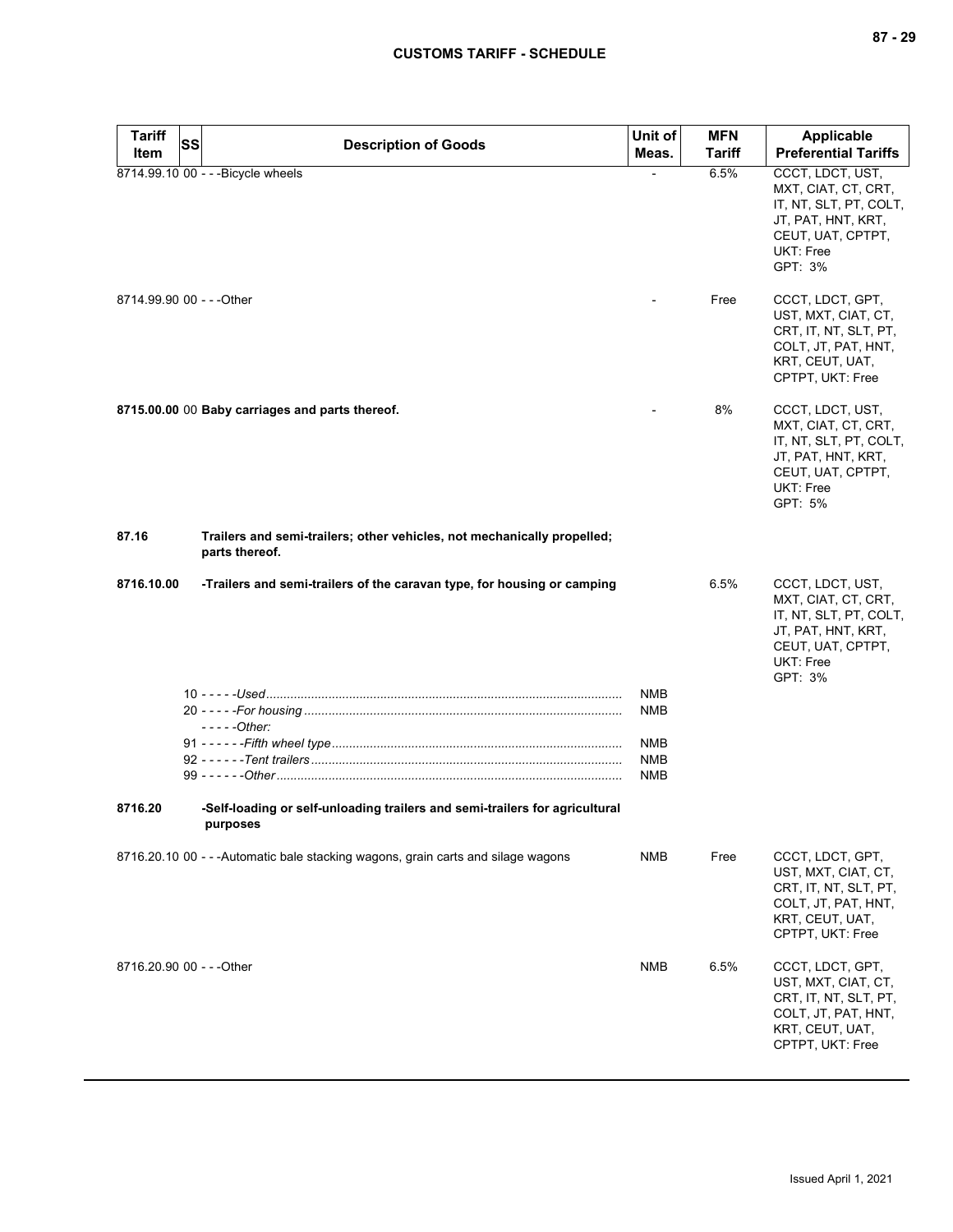| Tariff Item | SS | Description of Goods | Unit of Meas. | MFN Tariff | Applicable Preferential Tariffs |
|---|---|---|---|---|---|
| 8714.99.10 | 00 | - - -Bicycle wheels | - | 6.5% | CCCT, LDCT, UST, MXT, CIAT, CT, CRT, IT, NT, SLT, PT, COLT, JT, PAT, HNT, KRT, CEUT, UAT, CPTPT, UKT: Free<br>GPT: 3% |
| 8714.99.90 | 00 | - - -Other | - | Free | CCCT, LDCT, GPT, UST, MXT, CIAT, CT, CRT, IT, NT, SLT, PT, COLT, JT, PAT, HNT, KRT, CEUT, UAT, CPTPT, UKT: Free |
| **8715.00.00** | 00 | **Baby carriages and parts thereof.** | - | 8% | CCCT, LDCT, UST, MXT, CIAT, CT, CRT, IT, NT, SLT, PT, COLT, JT, PAT, HNT, KRT, CEUT, UAT, CPTPT, UKT: Free<br>GPT: 5% |
| **87.16** | | **Trailers and semi-trailers; other vehicles, not mechanically propelled; parts thereof.** | | | |
| **8716.10.00** | | **-Trailers and semi-trailers of the caravan type, for housing or camping** | | 6.5% | CCCT, LDCT, UST, MXT, CIAT, CT, CRT, IT, NT, SLT, PT, COLT, JT, PAT, HNT, KRT, CEUT, UAT, CPTPT, UKT: Free<br>GPT: 3% |
| | 10 | - - - - -*Used* | NMB | | |
| | 20 | - - - - -*For housing* | NMB | | |
| | | - - - - -*Other:* | | | |
| | 91 | - - - - - -*Fifth wheel type* | NMB | | |
| | 92 | - - - - - -*Tent trailers* | NMB | | |
| | 99 | - - - - - -*Other* | NMB | | |
| **8716.20** | | **-Self-loading or self-unloading trailers and semi-trailers for agricultural purposes** | | | |
| 8716.20.10 | 00 | - - -Automatic bale stacking wagons, grain carts and silage wagons | NMB | Free | CCCT, LDCT, GPT, UST, MXT, CIAT, CT, CRT, IT, NT, SLT, PT, COLT, JT, PAT, HNT, KRT, CEUT, UAT, CPTPT, UKT: Free |
| 8716.20.90 | 00 | - - -Other | NMB | 6.5% | CCCT, LDCT, GPT, UST, MXT, CIAT, CT, CRT, IT, NT, SLT, PT, COLT, JT, PAT, HNT, KRT, CEUT, UAT, CPTPT, UKT: Free |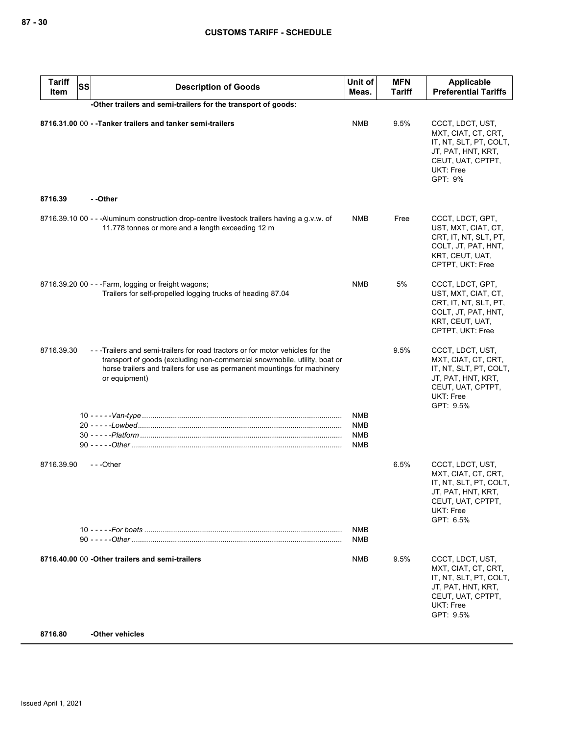## CUSTOMS TARIFF - SCHEDULE

| Tariff Item | SS | Description of Goods | Unit of Meas. | MFN Tariff | Applicable Preferential Tariffs |
|---|---|---|---|---|---|
| | | **-Other trailers and semi-trailers for the transport of goods:** | | | |
| **8716.31.00** | 00 | **- -Tanker trailers and tanker semi-trailers** | NMB | 9.5% | CCCT, LDCT, UST, MXT, CIAT, CT, CRT, IT, NT, SLT, PT, COLT, JT, PAT, HNT, KRT, CEUT, UAT, CPTPT, UKT: Free<br>GPT: 9% |
| **8716.39** | | **- -Other** | | | |
| 8716.39.10 | 00 | - - -Aluminum construction drop-centre livestock trailers having a g.v.w. of 11.778 tonnes or more and a length exceeding 12 m | NMB | Free | CCCT, LDCT, GPT, UST, MXT, CIAT, CT, CRT, IT, NT, SLT, PT, COLT, JT, PAT, HNT, KRT, CEUT, UAT, CPTPT, UKT: Free |
| 8716.39.20 | 00 | - - -Farm, logging or freight wagons;<br>Trailers for self-propelled logging trucks of heading 87.04 | NMB | 5% | CCCT, LDCT, GPT, UST, MXT, CIAT, CT, CRT, IT, NT, SLT, PT, COLT, JT, PAT, HNT, KRT, CEUT, UAT, CPTPT, UKT: Free |
| 8716.39.30 | | - - -Trailers and semi-trailers for road tractors or for motor vehicles for the transport of goods (excluding non-commercial snowmobile, utility, boat or horse trailers and trailers for use as permanent mountings for machinery or equipment) | | 9.5% | CCCT, LDCT, UST, MXT, CIAT, CT, CRT, IT, NT, SLT, PT, COLT, JT, PAT, HNT, KRT, CEUT, UAT, CPTPT, UKT: Free<br>GPT: 9.5% |
| | 10 | - - - - -*Van-type* | NMB | | |
| | 20 | - - - - -*Lowbed* | NMB | | |
| | 30 | - - - - -*Platform* | NMB | | |
| | 90 | - - - - -*Other* | NMB | | |
| 8716.39.90 | | - - -Other | | 6.5% | CCCT, LDCT, UST, MXT, CIAT, CT, CRT, IT, NT, SLT, PT, COLT, JT, PAT, HNT, KRT, CEUT, UAT, CPTPT, UKT: Free<br>GPT: 6.5% |
| | 10 | - - - - -*For boats* | NMB | | |
| | 90 | - - - - -*Other* | NMB | | |
| **8716.40.00** | 00 | **-Other trailers and semi-trailers** | NMB | 9.5% | CCCT, LDCT, UST, MXT, CIAT, CT, CRT, IT, NT, SLT, PT, COLT, JT, PAT, HNT, KRT, CEUT, UAT, CPTPT, UKT: Free<br>GPT: 9.5% |
| **8716.80** | | **-Other vehicles** | | | |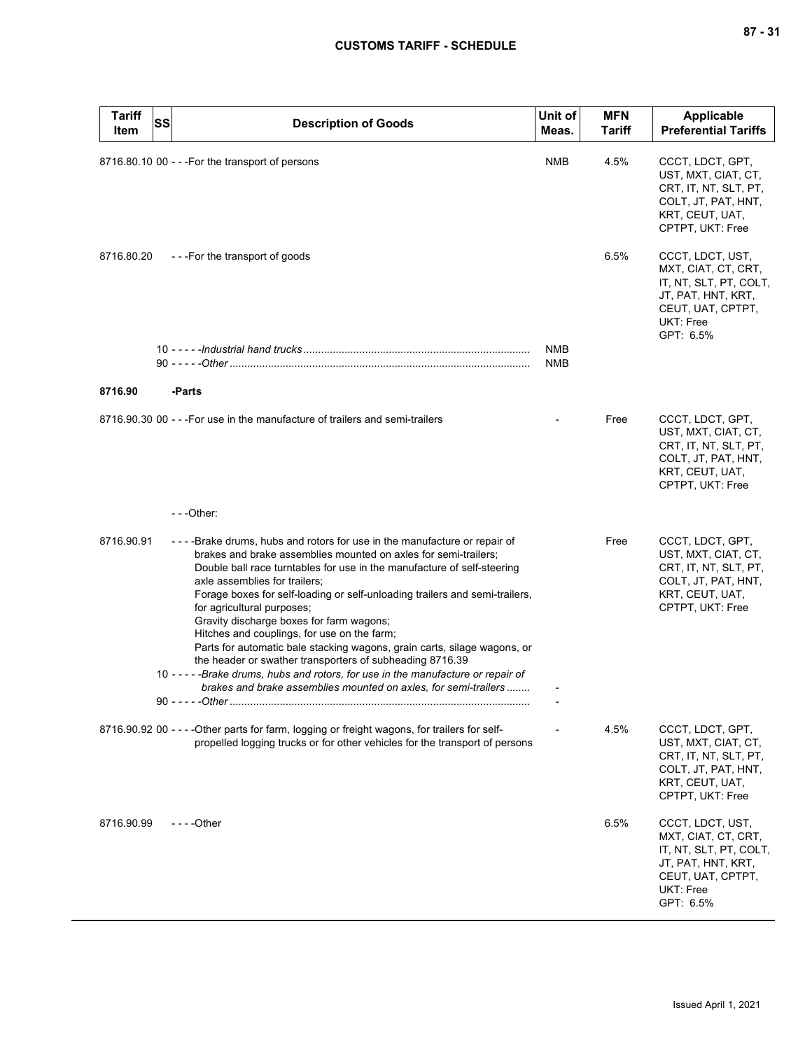| Tariff Item | SS | Description of Goods | Unit of Meas. | MFN Tariff | Applicable Preferential Tariffs |
|---|---|---|---|---|---|
| 8716.80.10 | 00 | - - -For the transport of persons | NMB | 4.5% | CCCT, LDCT, GPT, UST, MXT, CIAT, CT, CRT, IT, NT, SLT, PT, COLT, JT, PAT, HNT, KRT, CEUT, UAT, CPTPT, UKT: Free |
| 8716.80.20 | | - - -For the transport of goods | | 6.5% | CCCT, LDCT, UST, MXT, CIAT, CT, CRT, IT, NT, SLT, PT, COLT, JT, PAT, HNT, KRT, CEUT, UAT, CPTPT, UKT: Free<br>GPT: 6.5% |
| | 10 | - - - - -*Industrial hand trucks* | NMB | | |
| | 90 | - - - - -*Other* | NMB | | |
| **8716.90** | | **-Parts** | | | |
| 8716.90.30 | 00 | - - -For use in the manufacture of trailers and semi-trailers | - | Free | CCCT, LDCT, GPT, UST, MXT, CIAT, CT, CRT, IT, NT, SLT, PT, COLT, JT, PAT, HNT, KRT, CEUT, UAT, CPTPT, UKT: Free |
| | | - - -Other: | | | |
| 8716.90.91 | | - - - -Brake drums, hubs and rotors for use in the manufacture or repair of brakes and brake assemblies mounted on axles for semi-trailers;<br>Double ball race turntables for use in the manufacture of self-steering axle assemblies for trailers;<br>Forage boxes for self-loading or self-unloading trailers and semi-trailers, for agricultural purposes;<br>Gravity discharge boxes for farm wagons;<br>Hitches and couplings, for use on the farm;<br>Parts for automatic bale stacking wagons, grain carts, silage wagons, or the header or swather transporters of subheading 8716.39 | | Free | CCCT, LDCT, GPT, UST, MXT, CIAT, CT, CRT, IT, NT, SLT, PT, COLT, JT, PAT, HNT, KRT, CEUT, UAT, CPTPT, UKT: Free |
| | 10 | - - - - -*Brake drums, hubs and rotors, for use in the manufacture or repair of brakes and brake assemblies mounted on axles, for semi-trailers* | - | | |
| | 90 | - - - - -*Other* | - | | |
| 8716.90.92 | 00 | - - - -Other parts for farm, logging or freight wagons, for trailers for self-propelled logging trucks or for other vehicles for the transport of persons | - | 4.5% | CCCT, LDCT, GPT, UST, MXT, CIAT, CT, CRT, IT, NT, SLT, PT, COLT, JT, PAT, HNT, KRT, CEUT, UAT, CPTPT, UKT: Free |
| 8716.90.99 | | - - - -Other | | 6.5% | CCCT, LDCT, UST, MXT, CIAT, CT, CRT, IT, NT, SLT, PT, COLT, JT, PAT, HNT, KRT, CEUT, UAT, CPTPT, UKT: Free<br>GPT: 6.5% |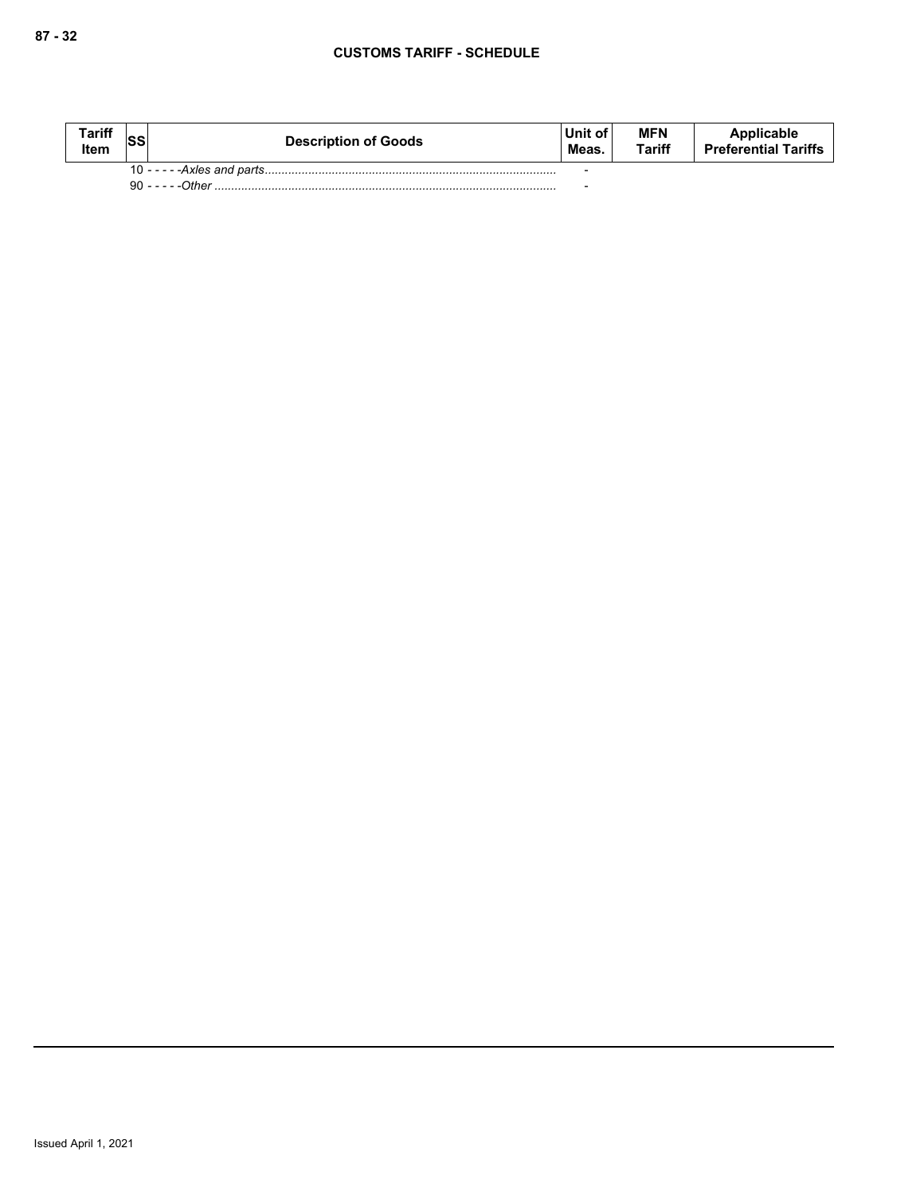| Tariff Item | SS | Description of Goods | Unit of Meas. | MFN Tariff | Applicable Preferential Tariffs |
|---|---|---|---|---|---|
| | 10 | - - - - -*Axles and parts* | - | | |
| | 90 | - - - - -*Other* | - | | |